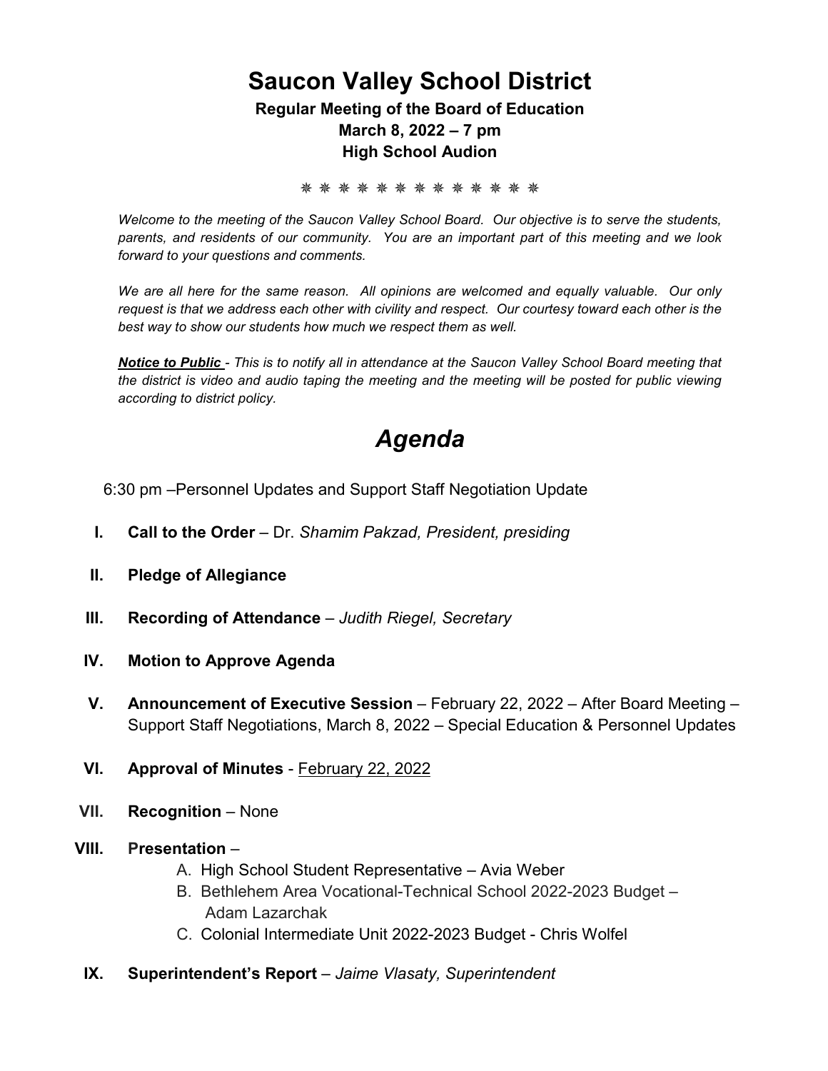# Saucon Valley School District

### Regular Meeting of the Board of Education
### March 8, 2022 – 7 pm
### High School Audion

❋ ❋ ❋ ❋ ❋ ❋ ❋ ❋ ❋ ❋ ❋ ❋ ❋ ❋

*Welcome to the meeting of the Saucon Valley School Board. Our objective is to serve the students, parents, and residents of our community. You are an important part of this meeting and we look forward to your questions and comments.*

*We are all here for the same reason. All opinions are welcomed and equally valuable. Our only request is that we address each other with civility and respect. Our courtesy toward each other is the best way to show our students how much we respect them as well.*

***Notice to Public*** *- This is to notify all in attendance at the Saucon Valley School Board meeting that the district is video and audio taping the meeting and the meeting will be posted for public viewing according to district policy.*

# *Agenda*

6:30 pm –Personnel Updates and Support Staff Negotiation Update

I. **Call to the Order** – Dr. *Shamim Pakzad, President, presiding*

II. **Pledge of Allegiance**

III. **Recording of Attendance** – *Judith Riegel, Secretary*

IV. **Motion to Approve Agenda**

V. **Announcement of Executive Session** – February 22, 2022 – After Board Meeting – Support Staff Negotiations, March 8, 2022 – Special Education & Personnel Updates

VI. **Approval of Minutes** - February 22, 2022

VII. **Recognition** – None

VIII. **Presentation** –
   A. High School Student Representative – Avia Weber
   B. Bethlehem Area Vocational-Technical School 2022-2023 Budget – Adam Lazarchak
   C. Colonial Intermediate Unit 2022-2023 Budget - Chris Wolfel

IX. **Superintendent's Report** – *Jaime Vlasaty, Superintendent*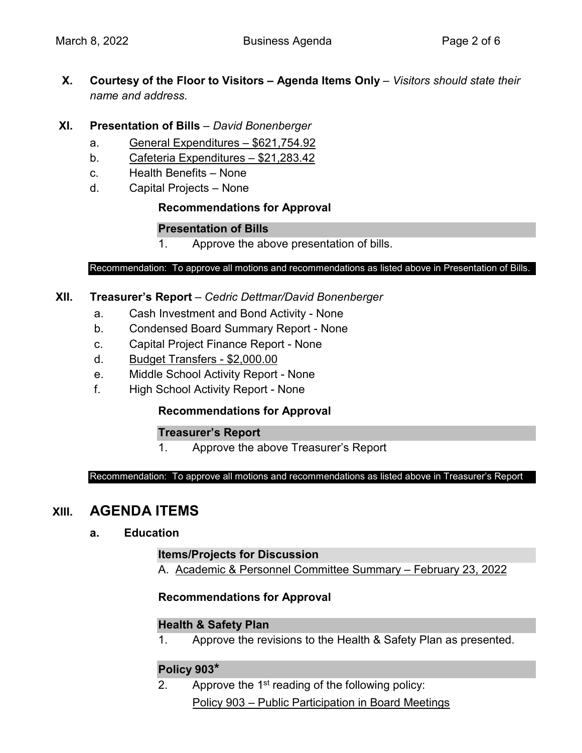**X. Courtesy of the Floor to Visitors – Agenda Items Only** – *Visitors should state their name and address.*

**XI. Presentation of Bills** – *David Bonenberger*

a. General Expenditures – $621,754.92
b. Cafeteria Expenditures – $21,283.42
c. Health Benefits – None
d. Capital Projects – None

**Recommendations for Approval**

**Presentation of Bills**

1. Approve the above presentation of bills.

Recommendation: To approve all motions and recommendations as listed above in Presentation of Bills.

**XII. Treasurer's Report** – *Cedric Dettmar/David Bonenberger*

a. Cash Investment and Bond Activity - None
b. Condensed Board Summary Report - None
c. Capital Project Finance Report - None
d. Budget Transfers - $2,000.00
e. Middle School Activity Report - None
f. High School Activity Report - None

**Recommendations for Approval**

**Treasurer's Report**

1. Approve the above Treasurer's Report

Recommendation: To approve all motions and recommendations as listed above in Treasurer's Report

## XIII. AGENDA ITEMS

### a. Education

**Items/Projects for Discussion**

A. Academic & Personnel Committee Summary – February 23, 2022

**Recommendations for Approval**

**Health & Safety Plan**

1. Approve the revisions to the Health & Safety Plan as presented.

**Policy 903***

2. Approve the 1st reading of the following policy:
   Policy 903 – Public Participation in Board Meetings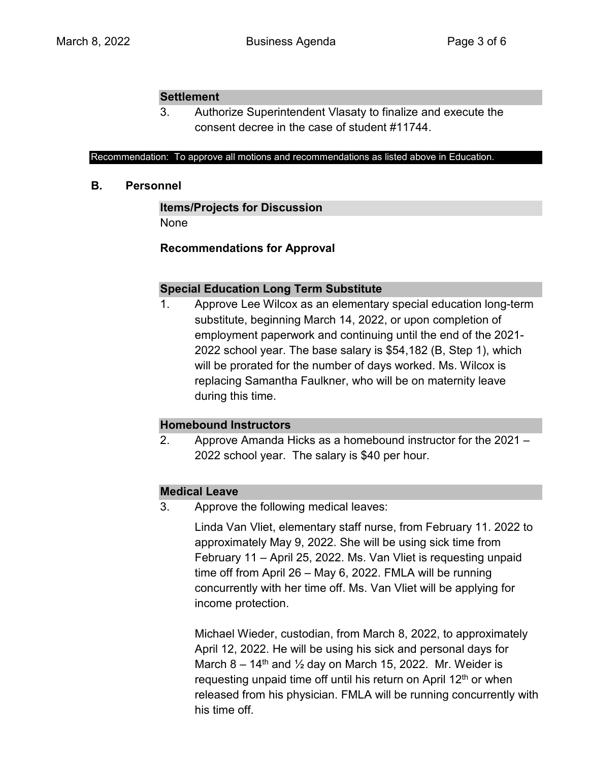**Settlement**

3. Authorize Superintendent Vlasaty to finalize and execute the consent decree in the case of student #11744.

Recommendation: To approve all motions and recommendations as listed above in Education.

## B. Personnel

**Items/Projects for Discussion**

None

**Recommendations for Approval**

**Special Education Long Term Substitute**

1. Approve Lee Wilcox as an elementary special education long-term substitute, beginning March 14, 2022, or upon completion of employment paperwork and continuing until the end of the 2021-2022 school year. The base salary is $54,182 (B, Step 1), which will be prorated for the number of days worked. Ms. Wilcox is replacing Samantha Faulkner, who will be on maternity leave during this time.

**Homebound Instructors**

2. Approve Amanda Hicks as a homebound instructor for the 2021 – 2022 school year. The salary is $40 per hour.

**Medical Leave**

3. Approve the following medical leaves:

   Linda Van Vliet, elementary staff nurse, from February 11. 2022 to approximately May 9, 2022. She will be using sick time from February 11 – April 25, 2022. Ms. Van Vliet is requesting unpaid time off from April 26 – May 6, 2022. FMLA will be running concurrently with her time off. Ms. Van Vliet will be applying for income protection.

   Michael Wieder, custodian, from March 8, 2022, to approximately April 12, 2022. He will be using his sick and personal days for March 8 – 14th and ½ day on March 15, 2022. Mr. Weider is requesting unpaid time off until his return on April 12th or when released from his physician. FMLA will be running concurrently with his time off.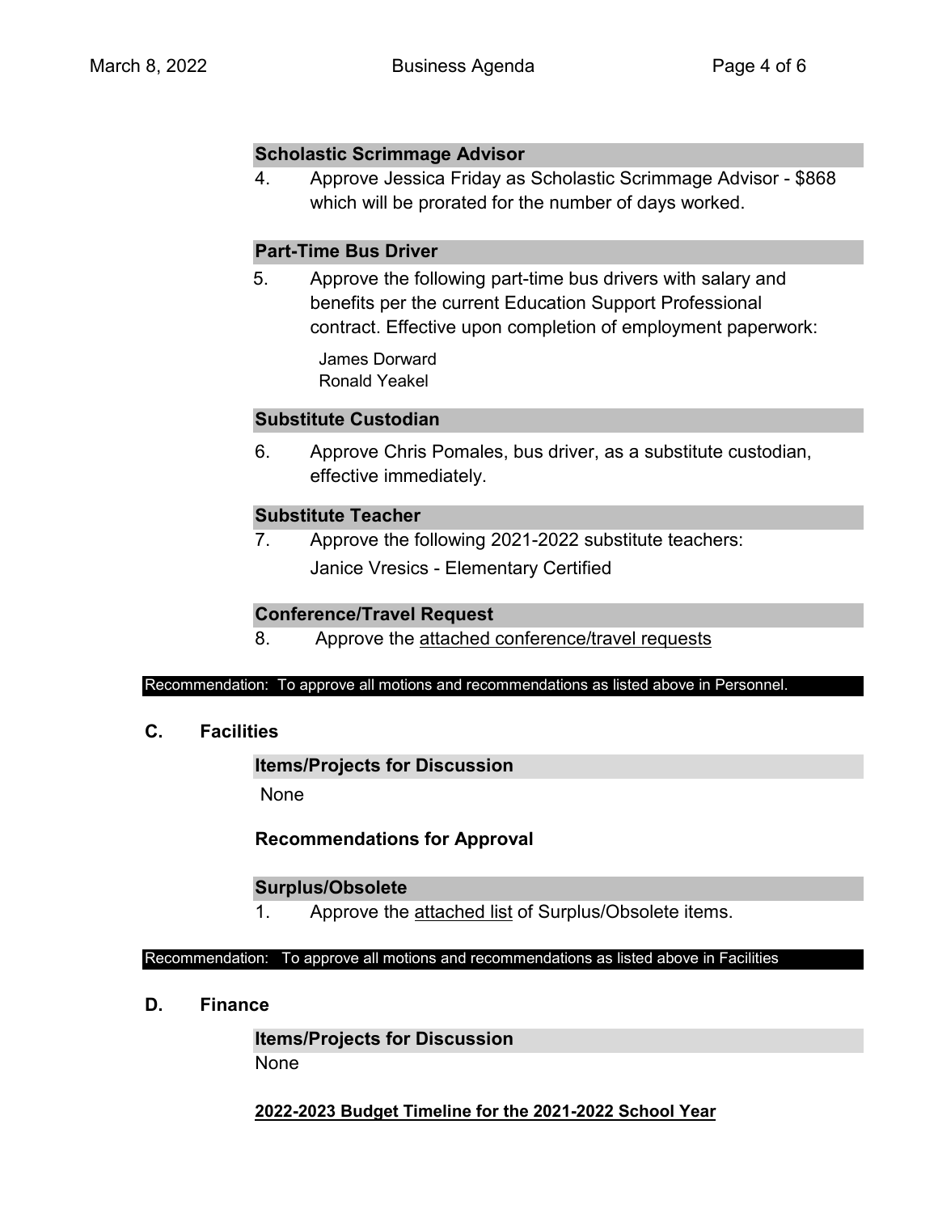### Scholastic Scrimmage Advisor

4. Approve Jessica Friday as Scholastic Scrimmage Advisor - $868 which will be prorated for the number of days worked.

### Part-Time Bus Driver

5. Approve the following part-time bus drivers with salary and benefits per the current Education Support Professional contract. Effective upon completion of employment paperwork:

   James Dorward
   Ronald Yeakel

### Substitute Custodian

6. Approve Chris Pomales, bus driver, as a substitute custodian, effective immediately.

### Substitute Teacher

7. Approve the following 2021-2022 substitute teachers:

   Janice Vresics - Elementary Certified

### Conference/Travel Request

8. Approve the attached conference/travel requests

Recommendation: To approve all motions and recommendations as listed above in Personnel.

## C. Facilities

### Items/Projects for Discussion

None

### Recommendations for Approval

### Surplus/Obsolete

1. Approve the attached list of Surplus/Obsolete items.

Recommendation: To approve all motions and recommendations as listed above in Facilities

## D. Finance

### Items/Projects for Discussion

None

**2022-2023 Budget Timeline for the 2021-2022 School Year**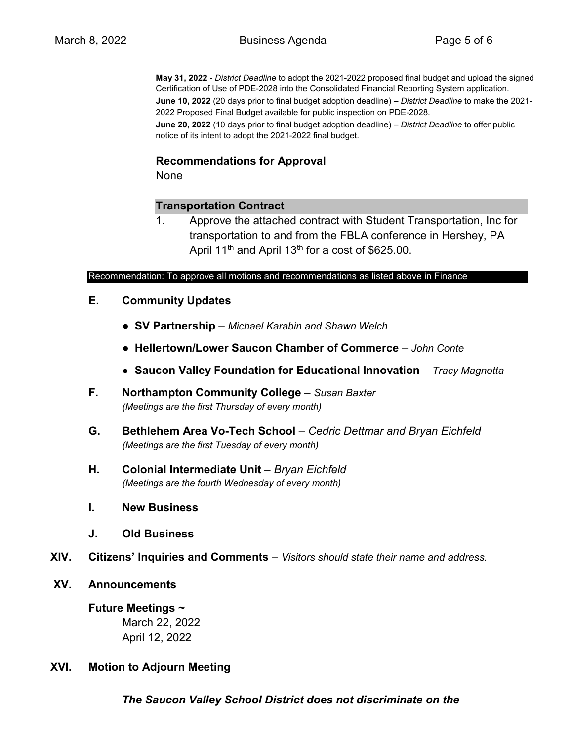**May 31, 2022** - *District Deadline* to adopt the 2021-2022 proposed final budget and upload the signed Certification of Use of PDE-2028 into the Consolidated Financial Reporting System application.

**June 10, 2022** (20 days prior to final budget adoption deadline) – *District Deadline* to make the 2021-2022 Proposed Final Budget available for public inspection on PDE-2028.

**June 20, 2022** (10 days prior to final budget adoption deadline) – *District Deadline* to offer public notice of its intent to adopt the 2021-2022 final budget.

**Recommendations for Approval**

None

**Transportation Contract**

1. Approve the attached contract with Student Transportation, Inc for transportation to and from the FBLA conference in Hershey, PA April 11th and April 13th for a cost of $625.00.

Recommendation: To approve all motions and recommendations as listed above in Finance

**E. Community Updates**

- **SV Partnership** – *Michael Karabin and Shawn Welch*
- **Hellertown/Lower Saucon Chamber of Commerce** – *John Conte*
- **Saucon Valley Foundation for Educational Innovation** – *Tracy Magnotta*

**F. Northampton Community College** – *Susan Baxter*
*(Meetings are the first Thursday of every month)*

**G. Bethlehem Area Vo-Tech School** – *Cedric Dettmar and Bryan Eichfeld*
*(Meetings are the first Tuesday of every month)*

**H. Colonial Intermediate Unit** – *Bryan Eichfeld*
*(Meetings are the fourth Wednesday of every month)*

**I. New Business**

**J. Old Business**

**XIV. Citizens' Inquiries and Comments** – *Visitors should state their name and address.*

**XV. Announcements**

**Future Meetings ~**

March 22, 2022
April 12, 2022

**XVI. Motion to Adjourn Meeting**

***The Saucon Valley School District does not discriminate on the***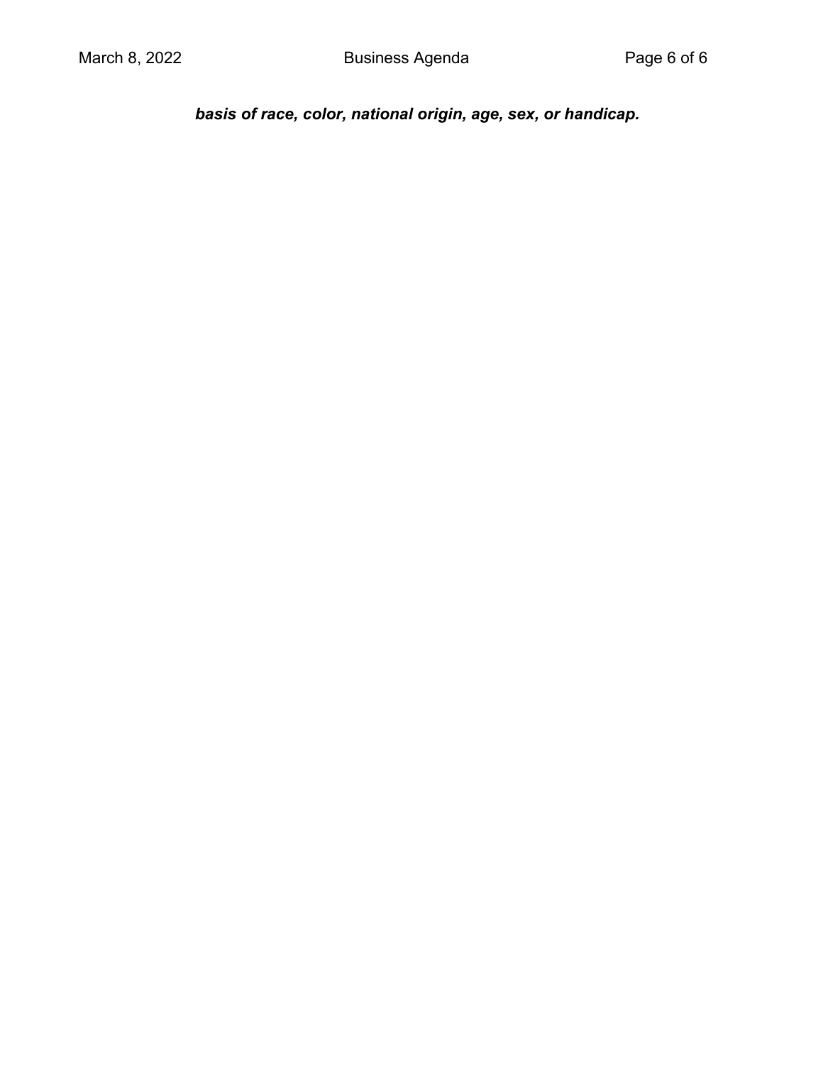***basis of race, color, national origin, age, sex, or handicap.***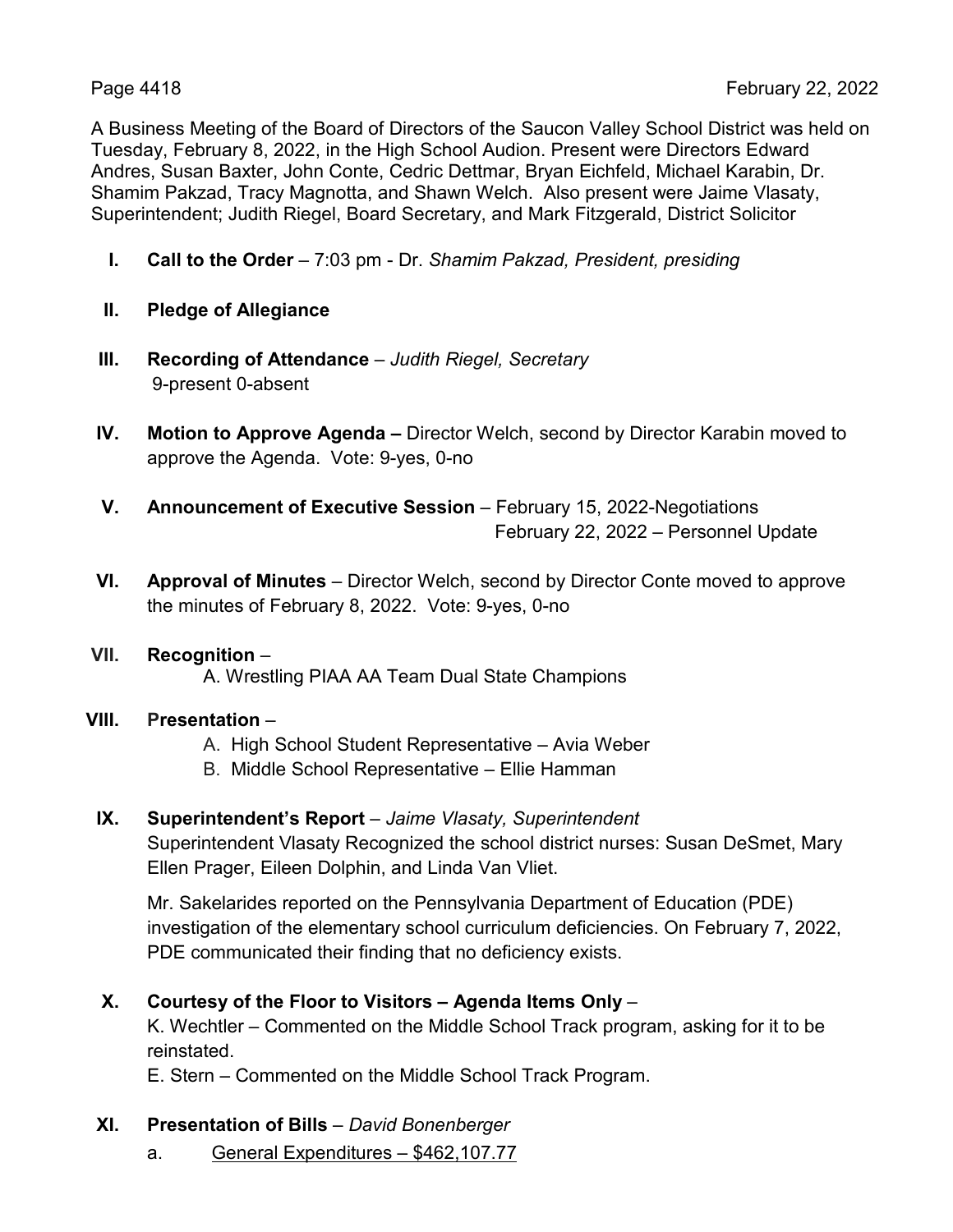A Business Meeting of the Board of Directors of the Saucon Valley School District was held on Tuesday, February 8, 2022, in the High School Audion. Present were Directors Edward Andres, Susan Baxter, John Conte, Cedric Dettmar, Bryan Eichfeld, Michael Karabin, Dr. Shamim Pakzad, Tracy Magnotta, and Shawn Welch. Also present were Jaime Vlasaty, Superintendent; Judith Riegel, Board Secretary, and Mark Fitzgerald, District Solicitor

I. **Call to the Order** – 7:03 pm - Dr. *Shamim Pakzad, President, presiding*

II. **Pledge of Allegiance**

III. **Recording of Attendance** – *Judith Riegel, Secretary*
9-present 0-absent

IV. **Motion to Approve Agenda –** Director Welch, second by Director Karabin moved to approve the Agenda. Vote: 9-yes, 0-no

V. **Announcement of Executive Session** – February 15, 2022-Negotiations
February 22, 2022 – Personnel Update

VI. **Approval of Minutes** – Director Welch, second by Director Conte moved to approve the minutes of February 8, 2022. Vote: 9-yes, 0-no

VII. **Recognition** –
A. Wrestling PIAA AA Team Dual State Champions

VIII. **Presentation** –
A. High School Student Representative – Avia Weber
B. Middle School Representative – Ellie Hamman

IX. **Superintendent's Report** – *Jaime Vlasaty, Superintendent*
Superintendent Vlasaty Recognized the school district nurses: Susan DeSmet, Mary Ellen Prager, Eileen Dolphin, and Linda Van Vliet.

Mr. Sakelarides reported on the Pennsylvania Department of Education (PDE) investigation of the elementary school curriculum deficiencies. On February 7, 2022, PDE communicated their finding that no deficiency exists.

X. **Courtesy of the Floor to Visitors – Agenda Items Only** –
K. Wechtler – Commented on the Middle School Track program, asking for it to be reinstated.
E. Stern – Commented on the Middle School Track Program.

XI. **Presentation of Bills** – *David Bonenberger*
a. General Expenditures – $462,107.77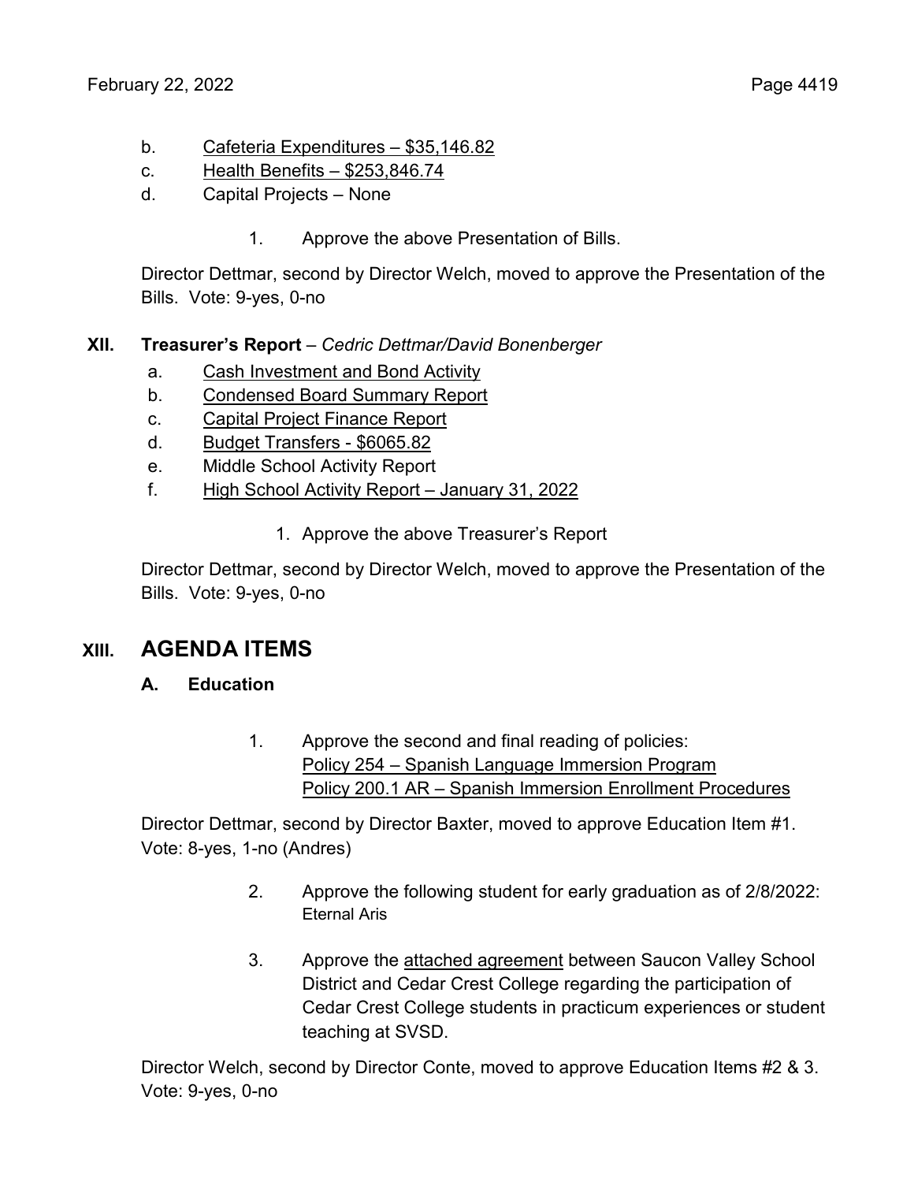b. Cafeteria Expenditures – $35,146.82
c. Health Benefits – $253,846.74
d. Capital Projects – None

1. Approve the above Presentation of Bills.

Director Dettmar, second by Director Welch, moved to approve the Presentation of the Bills. Vote: 9-yes, 0-no

## XII. Treasurer's Report – *Cedric Dettmar/David Bonenberger*

a. Cash Investment and Bond Activity
b. Condensed Board Summary Report
c. Capital Project Finance Report
d. Budget Transfers - $6065.82
e. Middle School Activity Report
f. High School Activity Report – January 31, 2022

1. Approve the above Treasurer's Report

Director Dettmar, second by Director Welch, moved to approve the Presentation of the Bills. Vote: 9-yes, 0-no

# XIII. AGENDA ITEMS

## A. Education

1. Approve the second and final reading of policies:
   Policy 254 – Spanish Language Immersion Program
   Policy 200.1 AR – Spanish Immersion Enrollment Procedures

Director Dettmar, second by Director Baxter, moved to approve Education Item #1. Vote: 8-yes, 1-no (Andres)

2. Approve the following student for early graduation as of 2/8/2022:
   Eternal Aris

3. Approve the attached agreement between Saucon Valley School District and Cedar Crest College regarding the participation of Cedar Crest College students in practicum experiences or student teaching at SVSD.

Director Welch, second by Director Conte, moved to approve Education Items #2 & 3. Vote: 9-yes, 0-no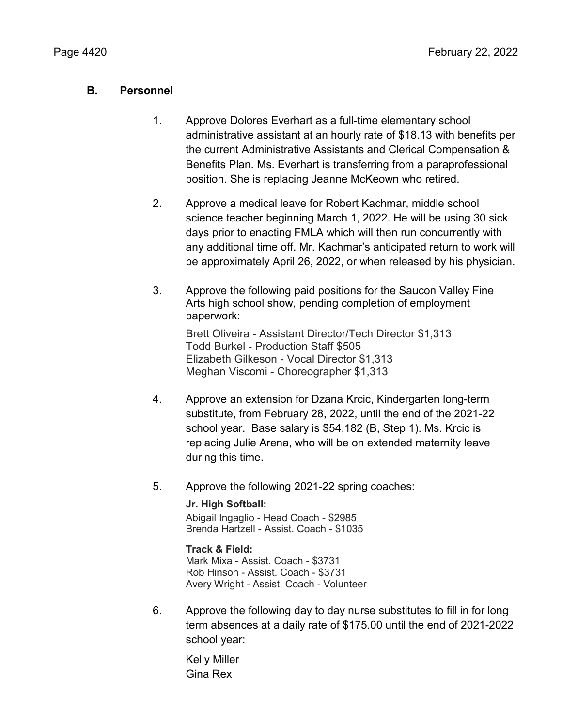## B. Personnel

1. Approve Dolores Everhart as a full-time elementary school administrative assistant at an hourly rate of $18.13 with benefits per the current Administrative Assistants and Clerical Compensation & Benefits Plan. Ms. Everhart is transferring from a paraprofessional position. She is replacing Jeanne McKeown who retired.

2. Approve a medical leave for Robert Kachmar, middle school science teacher beginning March 1, 2022. He will be using 30 sick days prior to enacting FMLA which will then run concurrently with any additional time off. Mr. Kachmar's anticipated return to work will be approximately April 26, 2022, or when released by his physician.

3. Approve the following paid positions for the Saucon Valley Fine Arts high school show, pending completion of employment paperwork:

   Brett Oliveira - Assistant Director/Tech Director $1,313
   Todd Burkel - Production Staff $505
   Elizabeth Gilkeson - Vocal Director $1,313
   Meghan Viscomi - Choreographer $1,313

4. Approve an extension for Dzana Krcic, Kindergarten long-term substitute, from February 28, 2022, until the end of the 2021-22 school year. Base salary is $54,182 (B, Step 1). Ms. Krcic is replacing Julie Arena, who will be on extended maternity leave during this time.

5. Approve the following 2021-22 spring coaches:

   **Jr. High Softball:**
   Abigail Ingaglio - Head Coach - $2985
   Brenda Hartzell - Assist. Coach - $1035

   **Track & Field:**
   Mark Mixa - Assist. Coach - $3731
   Rob Hinson - Assist. Coach - $3731
   Avery Wright - Assist. Coach - Volunteer

6. Approve the following day to day nurse substitutes to fill in for long term absences at a daily rate of $175.00 until the end of 2021-2022 school year:

   Kelly Miller
   Gina Rex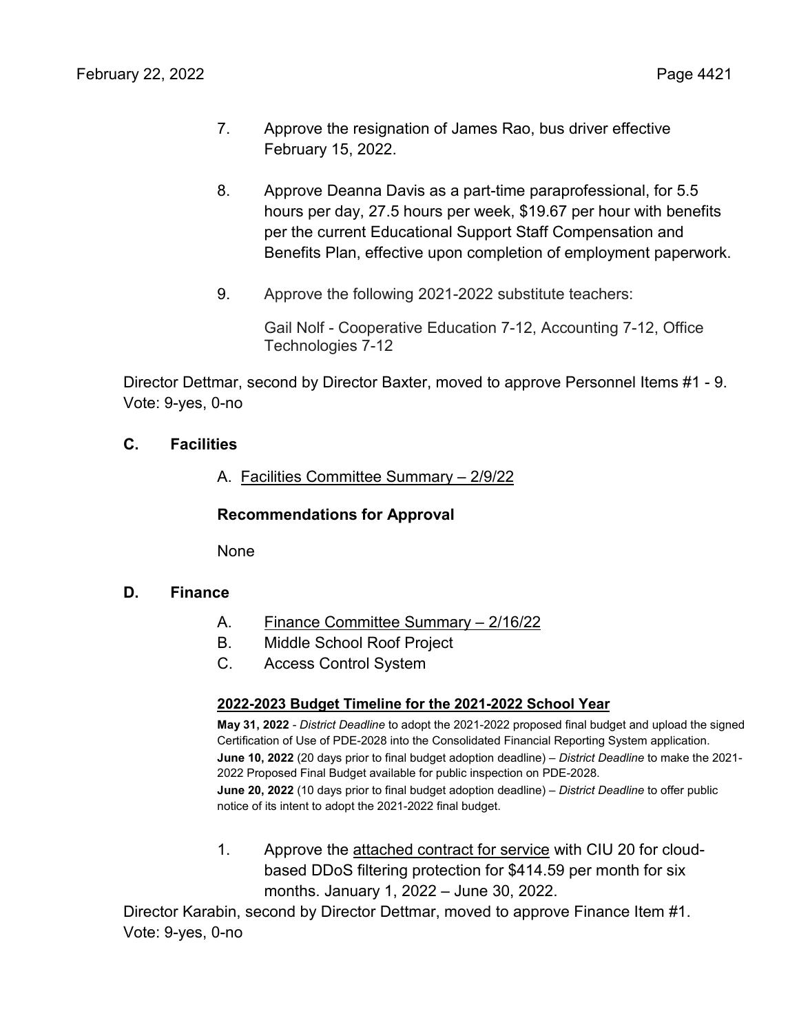7. Approve the resignation of James Rao, bus driver effective February 15, 2022.

8. Approve Deanna Davis as a part-time paraprofessional, for 5.5 hours per day, 27.5 hours per week, $19.67 per hour with benefits per the current Educational Support Staff Compensation and Benefits Plan, effective upon completion of employment paperwork.

9. Approve the following 2021-2022 substitute teachers:

   Gail Nolf - Cooperative Education 7-12, Accounting 7-12, Office Technologies 7-12

Director Dettmar, second by Director Baxter, moved to approve Personnel Items #1 - 9. Vote: 9-yes, 0-no

## C. Facilities

A. Facilities Committee Summary – 2/9/22

**Recommendations for Approval**

None

## D. Finance

A. Finance Committee Summary – 2/16/22
B. Middle School Roof Project
C. Access Control System

**2022-2023 Budget Timeline for the 2021-2022 School Year**

**May 31, 2022** - *District Deadline* to adopt the 2021-2022 proposed final budget and upload the signed Certification of Use of PDE-2028 into the Consolidated Financial Reporting System application.
**June 10, 2022** (20 days prior to final budget adoption deadline) – *District Deadline* to make the 2021-2022 Proposed Final Budget available for public inspection on PDE-2028.
**June 20, 2022** (10 days prior to final budget adoption deadline) – *District Deadline* to offer public notice of its intent to adopt the 2021-2022 final budget.

1. Approve the attached contract for service with CIU 20 for cloud-based DDoS filtering protection for $414.59 per month for six months. January 1, 2022 – June 30, 2022.

Director Karabin, second by Director Dettmar, moved to approve Finance Item #1. Vote: 9-yes, 0-no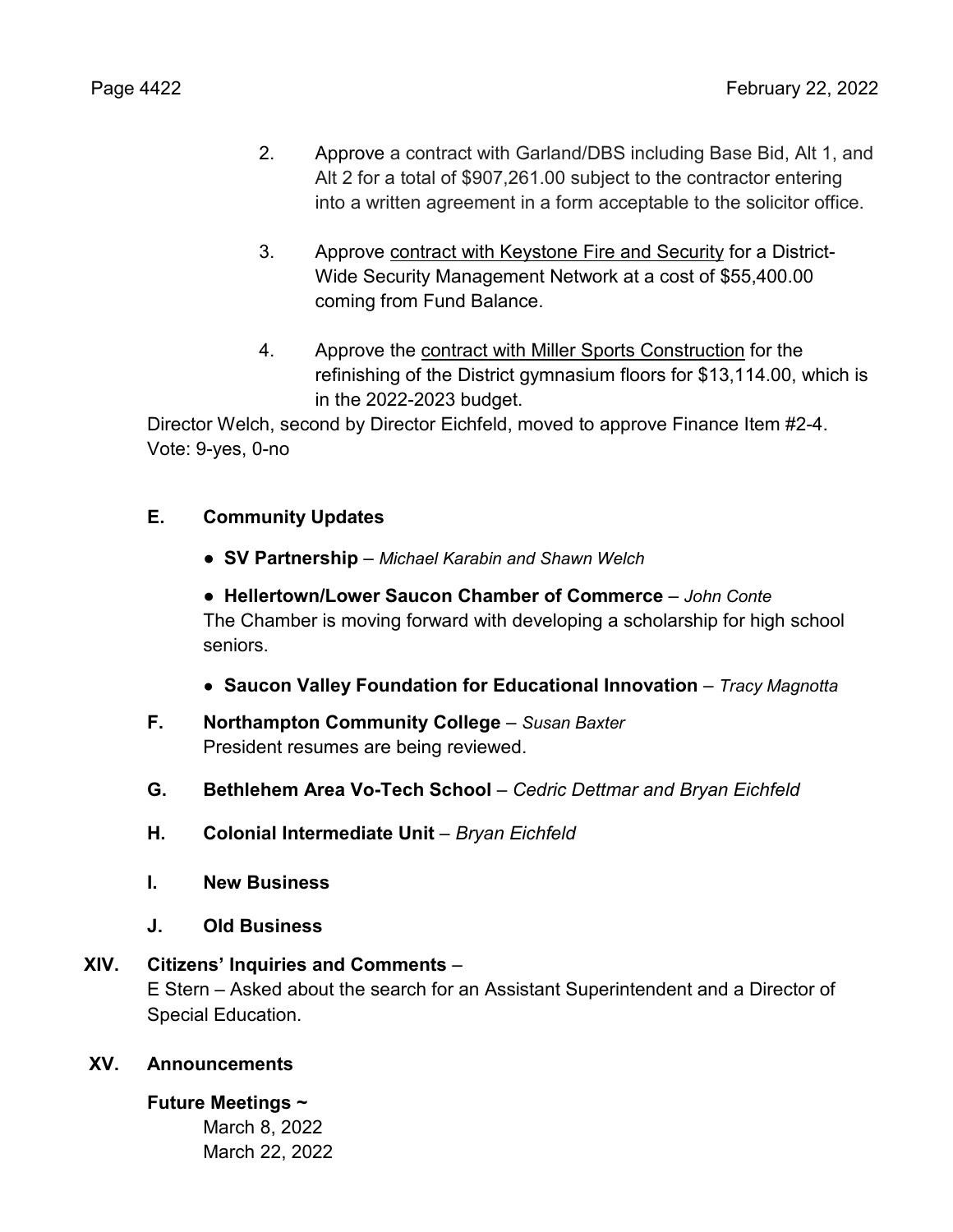2. Approve a contract with Garland/DBS including Base Bid, Alt 1, and Alt 2 for a total of $907,261.00 subject to the contractor entering into a written agreement in a form acceptable to the solicitor office.

3. Approve contract with Keystone Fire and Security for a District-Wide Security Management Network at a cost of $55,400.00 coming from Fund Balance.

4. Approve the contract with Miller Sports Construction for the refinishing of the District gymnasium floors for $13,114.00, which is in the 2022-2023 budget.

Director Welch, second by Director Eichfeld, moved to approve Finance Item #2-4.
Vote: 9-yes, 0-no

**E. Community Updates**

- **SV Partnership** – *Michael Karabin and Shawn Welch*

- **Hellertown/Lower Saucon Chamber of Commerce** – *John Conte*
  The Chamber is moving forward with developing a scholarship for high school seniors.

- **Saucon Valley Foundation for Educational Innovation** – *Tracy Magnotta*

**F. Northampton Community College** – *Susan Baxter*
President resumes are being reviewed.

**G. Bethlehem Area Vo-Tech School** – *Cedric Dettmar and Bryan Eichfeld*

**H. Colonial Intermediate Unit** – *Bryan Eichfeld*

**I. New Business**

**J. Old Business**

**XIV. Citizens' Inquiries and Comments** –
E Stern – Asked about the search for an Assistant Superintendent and a Director of Special Education.

**XV. Announcements**

**Future Meetings ~**
March 8, 2022
March 22, 2022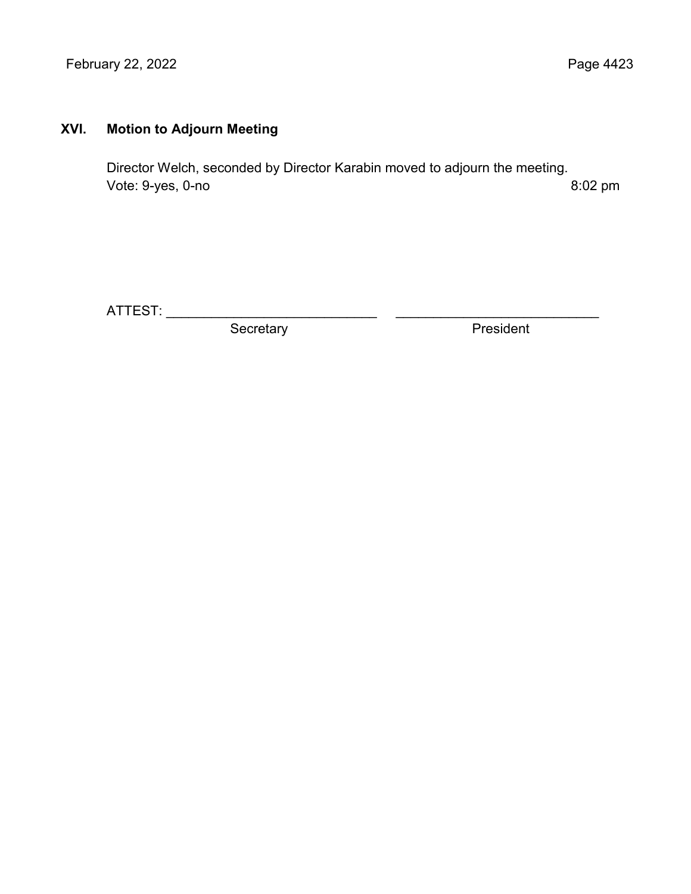## XVI. Motion to Adjourn Meeting

Director Welch, seconded by Director Karabin moved to adjourn the meeting.
Vote: 9-yes, 0-no 8:02 pm

ATTEST: ____________________________ ___________________________

Secretary President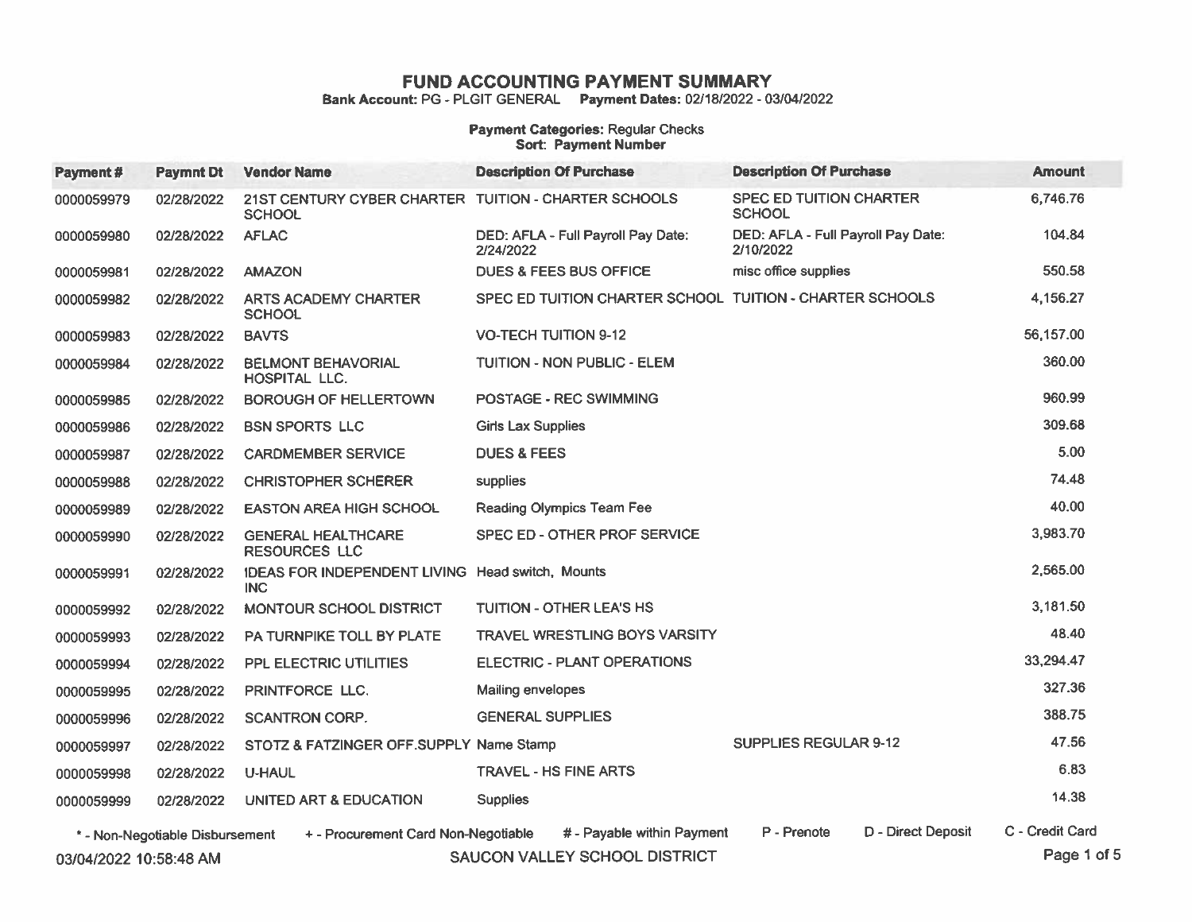# FUND ACCOUNTING PAYMENT SUMMARY

**Bank Account:** PG - PLGIT GENERAL **Payment Dates:** 02/18/2022 - 03/04/2022

**Payment Categories:** Regular Checks
**Sort: Payment Number**

| Payment # | Paymnt Dt | Vendor Name | Description Of Purchase | Description Of Purchase | Amount |
|---|---|---|---|---|---|
| 0000059979 | 02/28/2022 | 21ST CENTURY CYBER CHARTER SCHOOL | TUITION - CHARTER SCHOOLS | SPEC ED TUITION CHARTER SCHOOL | 6,746.76 |
| 0000059980 | 02/28/2022 | AFLAC | DED: AFLA - Full Payroll Pay Date: 2/24/2022 | DED: AFLA - Full Payroll Pay Date: 2/10/2022 | 104.84 |
| 0000059981 | 02/28/2022 | AMAZON | DUES & FEES BUS OFFICE | misc office supplies | 550.58 |
| 0000059982 | 02/28/2022 | ARTS ACADEMY CHARTER SCHOOL | SPEC ED TUITION CHARTER SCHOOL | TUITION - CHARTER SCHOOLS | 4,156.27 |
| 0000059983 | 02/28/2022 | BAVTS | VO-TECH TUITION 9-12 | | 56,157.00 |
| 0000059984 | 02/28/2022 | BELMONT BEHAVORIAL HOSPITAL LLC. | TUITION - NON PUBLIC - ELEM | | 360.00 |
| 0000059985 | 02/28/2022 | BOROUGH OF HELLERTOWN | POSTAGE - REC SWIMMING | | 960.99 |
| 0000059986 | 02/28/2022 | BSN SPORTS LLC | Girls Lax Supplies | | 309.68 |
| 0000059987 | 02/28/2022 | CARDMEMBER SERVICE | DUES & FEES | | 5.00 |
| 0000059988 | 02/28/2022 | CHRISTOPHER SCHERER | supplies | | 74.48 |
| 0000059989 | 02/28/2022 | EASTON AREA HIGH SCHOOL | Reading Olympics Team Fee | | 40.00 |
| 0000059990 | 02/28/2022 | GENERAL HEALTHCARE RESOURCES LLC | SPEC ED - OTHER PROF SERVICE | | 3,983.70 |
| 0000059991 | 02/28/2022 | IDEAS FOR INDEPENDENT LIVING INC | Head switch, Mounts | | 2,565.00 |
| 0000059992 | 02/28/2022 | MONTOUR SCHOOL DISTRICT | TUITION - OTHER LEA'S HS | | 3,181.50 |
| 0000059993 | 02/28/2022 | PA TURNPIKE TOLL BY PLATE | TRAVEL WRESTLING BOYS VARSITY | | 48.40 |
| 0000059994 | 02/28/2022 | PPL ELECTRIC UTILITIES | ELECTRIC - PLANT OPERATIONS | | 33,294.47 |
| 0000059995 | 02/28/2022 | PRINTFORCE LLC. | Mailing envelopes | | 327.36 |
| 0000059996 | 02/28/2022 | SCANTRON CORP. | GENERAL SUPPLIES | | 388.75 |
| 0000059997 | 02/28/2022 | STOTZ & FATZINGER OFF.SUPPLY | Name Stamp | SUPPLIES REGULAR 9-12 | 47.56 |
| 0000059998 | 02/28/2022 | U-HAUL | TRAVEL - HS FINE ARTS | | 6.83 |
| 0000059999 | 02/28/2022 | UNITED ART & EDUCATION | Supplies | | 14.38 |

\* - Non-Negotiable Disbursement + - Procurement Card Non-Negotiable # - Payable within Payment P - Prenote D - Direct Deposit C - Credit Card

03/04/2022 10:58:48 AM SAUCON VALLEY SCHOOL DISTRICT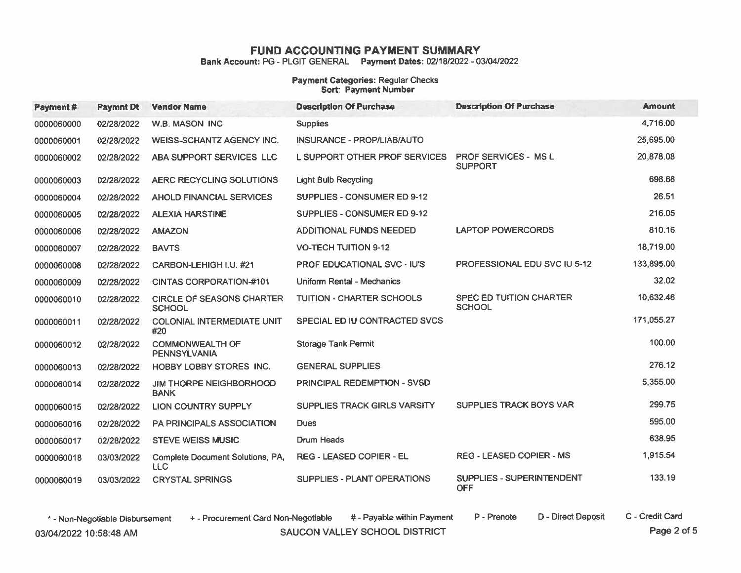# FUND ACCOUNTING PAYMENT SUMMARY

**Bank Account:** PG - PLGIT GENERAL **Payment Dates:** 02/18/2022 - 03/04/2022

**Payment Categories:** Regular Checks
**Sort: Payment Number**

| Payment # | Paymnt Dt | Vendor Name | Description Of Purchase | Description Of Purchase | Amount |
|---|---|---|---|---|---|
| 0000060000 | 02/28/2022 | W.B. MASON INC | Supplies | | 4,716.00 |
| 0000060001 | 02/28/2022 | WEISS-SCHANTZ AGENCY INC. | INSURANCE - PROP/LIAB/AUTO | | 25,695.00 |
| 0000060002 | 02/28/2022 | ABA SUPPORT SERVICES LLC | L SUPPORT OTHER PROF SERVICES | PROF SERVICES - MS L SUPPORT | 20,878.08 |
| 0000060003 | 02/28/2022 | AERC RECYCLING SOLUTIONS | Light Bulb Recycling | | 698.68 |
| 0000060004 | 02/28/2022 | AHOLD FINANCIAL SERVICES | SUPPLIES - CONSUMER ED 9-12 | | 26.51 |
| 0000060005 | 02/28/2022 | ALEXIA HARSTINE | SUPPLIES - CONSUMER ED 9-12 | | 216.05 |
| 0000060006 | 02/28/2022 | AMAZON | ADDITIONAL FUNDS NEEDED | LAPTOP POWERCORDS | 810.16 |
| 0000060007 | 02/28/2022 | BAVTS | VO-TECH TUITION 9-12 | | 18,719.00 |
| 0000060008 | 02/28/2022 | CARBON-LEHIGH I.U. #21 | PROF EDUCATIONAL SVC - IU'S | PROFESSIONAL EDU SVC IU 5-12 | 133,895.00 |
| 0000060009 | 02/28/2022 | CINTAS CORPORATION-#101 | Uniform Rental - Mechanics | | 32.02 |
| 0000060010 | 02/28/2022 | CIRCLE OF SEASONS CHARTER SCHOOL | TUITION - CHARTER SCHOOLS | SPEC ED TUITION CHARTER SCHOOL | 10,632.46 |
| 0000060011 | 02/28/2022 | COLONIAL INTERMEDIATE UNIT #20 | SPECIAL ED IU CONTRACTED SVCS | | 171,055.27 |
| 0000060012 | 02/28/2022 | COMMONWEALTH OF PENNSYLVANIA | Storage Tank Permit | | 100.00 |
| 0000060013 | 02/28/2022 | HOBBY LOBBY STORES INC. | GENERAL SUPPLIES | | 276.12 |
| 0000060014 | 02/28/2022 | JIM THORPE NEIGHBORHOOD BANK | PRINCIPAL REDEMPTION - SVSD | | 5,355.00 |
| 0000060015 | 02/28/2022 | LION COUNTRY SUPPLY | SUPPLIES TRACK GIRLS VARSITY | SUPPLIES TRACK BOYS VAR | 299.75 |
| 0000060016 | 02/28/2022 | PA PRINCIPALS ASSOCIATION | Dues | | 595.00 |
| 0000060017 | 02/28/2022 | STEVE WEISS MUSIC | Drum Heads | | 638.95 |
| 0000060018 | 03/03/2022 | Complete Document Solutions, PA, LLC | REG - LEASED COPIER - EL | REG - LEASED COPIER - MS | 1,915.54 |
| 0000060019 | 03/03/2022 | CRYSTAL SPRINGS | SUPPLIES - PLANT OPERATIONS | SUPPLIES - SUPERINTENDENT OFF | 133.19 |

\* - Non-Negotiable Disbursement + - Procurement Card Non-Negotiable # - Payable within Payment P - Prenote D - Direct Deposit C - Credit Card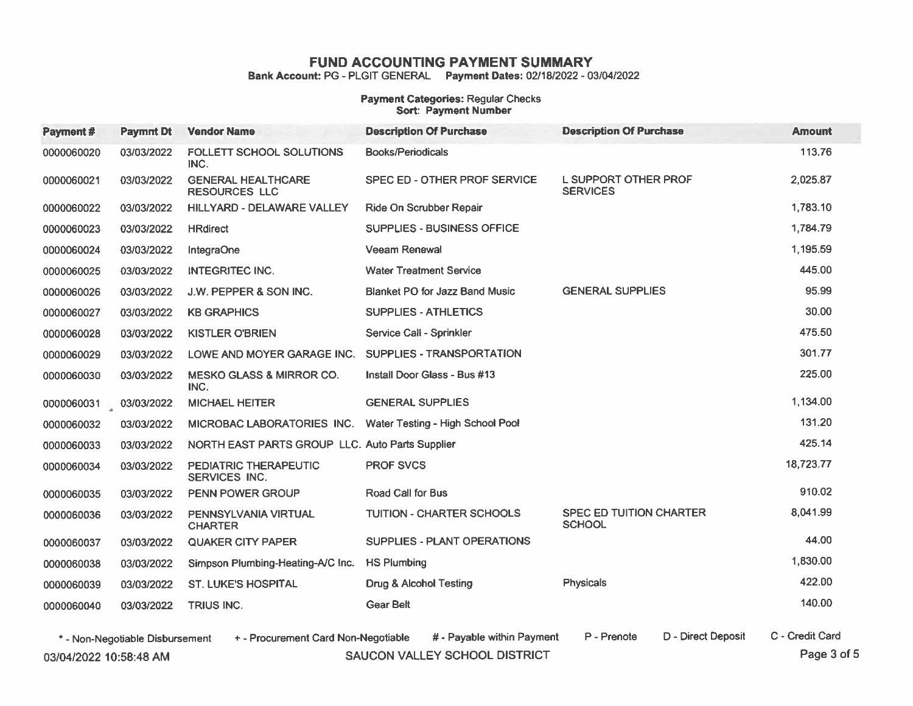# FUND ACCOUNTING PAYMENT SUMMARY

**Bank Account:** PG - PLGIT GENERAL **Payment Dates:** 02/18/2022 - 03/04/2022

**Payment Categories:** Regular Checks
**Sort:** Payment Number

| Payment # | Paymnt Dt | Vendor Name | Description Of Purchase | Description Of Purchase | Amount |
|---|---|---|---|---|---|
| 0000060020 | 03/03/2022 | FOLLETT SCHOOL SOLUTIONS INC. | Books/Periodicals | | 113.76 |
| 0000060021 | 03/03/2022 | GENERAL HEALTHCARE RESOURCES LLC | SPEC ED - OTHER PROF SERVICE | L SUPPORT OTHER PROF SERVICES | 2,025.87 |
| 0000060022 | 03/03/2022 | HILLYARD - DELAWARE VALLEY | Ride On Scrubber Repair | | 1,783.10 |
| 0000060023 | 03/03/2022 | HRdirect | SUPPLIES - BUSINESS OFFICE | | 1,784.79 |
| 0000060024 | 03/03/2022 | IntegraOne | Veeam Renewal | | 1,195.59 |
| 0000060025 | 03/03/2022 | INTEGRITEC INC. | Water Treatment Service | | 445.00 |
| 0000060026 | 03/03/2022 | J.W. PEPPER & SON INC. | Blanket PO for Jazz Band Music | GENERAL SUPPLIES | 95.99 |
| 0000060027 | 03/03/2022 | KB GRAPHICS | SUPPLIES - ATHLETICS | | 30.00 |
| 0000060028 | 03/03/2022 | KISTLER O'BRIEN | Service Call - Sprinkler | | 475.50 |
| 0000060029 | 03/03/2022 | LOWE AND MOYER GARAGE INC. | SUPPLIES - TRANSPORTATION | | 301.77 |
| 0000060030 | 03/03/2022 | MESKO GLASS & MIRROR CO. INC. | Install Door Glass - Bus #13 | | 225.00 |
| 0000060031 | 03/03/2022 | MICHAEL HEITER | GENERAL SUPPLIES | | 1,134.00 |
| 0000060032 | 03/03/2022 | MICROBAC LABORATORIES INC. | Water Testing - High School Pool | | 131.20 |
| 0000060033 | 03/03/2022 | NORTH EAST PARTS GROUP LLC. | Auto Parts Supplier | | 425.14 |
| 0000060034 | 03/03/2022 | PEDIATRIC THERAPEUTIC SERVICES INC. | PROF SVCS | | 18,723.77 |
| 0000060035 | 03/03/2022 | PENN POWER GROUP | Road Call for Bus | | 910.02 |
| 0000060036 | 03/03/2022 | PENNSYLVANIA VIRTUAL CHARTER | TUITION - CHARTER SCHOOLS | SPEC ED TUITION CHARTER SCHOOL | 8,041.99 |
| 0000060037 | 03/03/2022 | QUAKER CITY PAPER | SUPPLIES - PLANT OPERATIONS | | 44.00 |
| 0000060038 | 03/03/2022 | Simpson Plumbing-Heating-A/C Inc. | HS Plumbing | | 1,830.00 |
| 0000060039 | 03/03/2022 | ST. LUKE'S HOSPITAL | Drug & Alcohol Testing | Physicals | 422.00 |
| 0000060040 | 03/03/2022 | TRIUS INC. | Gear Belt | | 140.00 |

\* - Non-Negotiable Disbursement + - Procurement Card Non-Negotiable # - Payable within Payment P - Prenote D - Direct Deposit C - Credit Card

03/04/2022 10:58:48 AM SAUCON VALLEY SCHOOL DISTRICT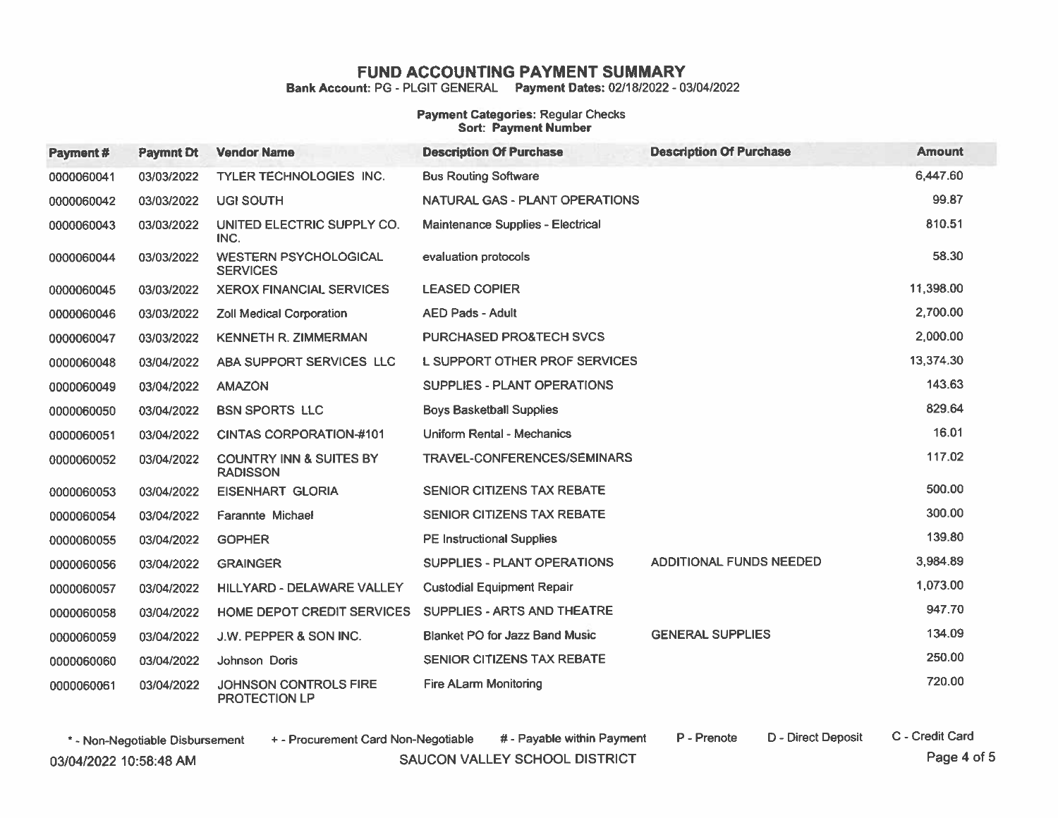# FUND ACCOUNTING PAYMENT SUMMARY

**Bank Account:** PG - PLGIT GENERAL **Payment Dates:** 02/18/2022 - 03/04/2022

**Payment Categories:** Regular Checks
**Sort: Payment Number**

| Payment # | Paymnt Dt | Vendor Name | Description Of Purchase | Description Of Purchase | Amount |
|---|---|---|---|---|---|
| 0000060041 | 03/03/2022 | TYLER TECHNOLOGIES INC. | Bus Routing Software | | 6,447.60 |
| 0000060042 | 03/03/2022 | UGI SOUTH | NATURAL GAS - PLANT OPERATIONS | | 99.87 |
| 0000060043 | 03/03/2022 | UNITED ELECTRIC SUPPLY CO. INC. | Maintenance Supplies - Electrical | | 810.51 |
| 0000060044 | 03/03/2022 | WESTERN PSYCHOLOGICAL SERVICES | evaluation protocols | | 58.30 |
| 0000060045 | 03/03/2022 | XEROX FINANCIAL SERVICES | LEASED COPIER | | 11,398.00 |
| 0000060046 | 03/03/2022 | Zoll Medical Corporation | AED Pads - Adult | | 2,700.00 |
| 0000060047 | 03/03/2022 | KENNETH R. ZIMMERMAN | PURCHASED PRO&TECH SVCS | | 2,000.00 |
| 0000060048 | 03/04/2022 | ABA SUPPORT SERVICES LLC | L SUPPORT OTHER PROF SERVICES | | 13,374.30 |
| 0000060049 | 03/04/2022 | AMAZON | SUPPLIES - PLANT OPERATIONS | | 143.63 |
| 0000060050 | 03/04/2022 | BSN SPORTS LLC | Boys Basketball Supplies | | 829.64 |
| 0000060051 | 03/04/2022 | CINTAS CORPORATION-#101 | Uniform Rental - Mechanics | | 16.01 |
| 0000060052 | 03/04/2022 | COUNTRY INN & SUITES BY RADISSON | TRAVEL-CONFERENCES/SEMINARS | | 117.02 |
| 0000060053 | 03/04/2022 | EISENHART GLORIA | SENIOR CITIZENS TAX REBATE | | 500.00 |
| 0000060054 | 03/04/2022 | Farannte Michael | SENIOR CITIZENS TAX REBATE | | 300.00 |
| 0000060055 | 03/04/2022 | GOPHER | PE Instructional Supplies | | 139.80 |
| 0000060056 | 03/04/2022 | GRAINGER | SUPPLIES - PLANT OPERATIONS | ADDITIONAL FUNDS NEEDED | 3,984.89 |
| 0000060057 | 03/04/2022 | HILLYARD - DELAWARE VALLEY | Custodial Equipment Repair | | 1,073.00 |
| 0000060058 | 03/04/2022 | HOME DEPOT CREDIT SERVICES | SUPPLIES - ARTS AND THEATRE | | 947.70 |
| 0000060059 | 03/04/2022 | J.W. PEPPER & SON INC. | Blanket PO for Jazz Band Music | GENERAL SUPPLIES | 134.09 |
| 0000060060 | 03/04/2022 | Johnson Doris | SENIOR CITIZENS TAX REBATE | | 250.00 |
| 0000060061 | 03/04/2022 | JOHNSON CONTROLS FIRE PROTECTION LP | Fire ALarm Monitoring | | 720.00 |

\* - Non-Negotiable Disbursement   + - Procurement Card Non-Negotiable   # - Payable within Payment   P - Prenote   D - Direct Deposit   C - Credit Card

03/04/2022 10:58:48 AM   SAUCON VALLEY SCHOOL DISTRICT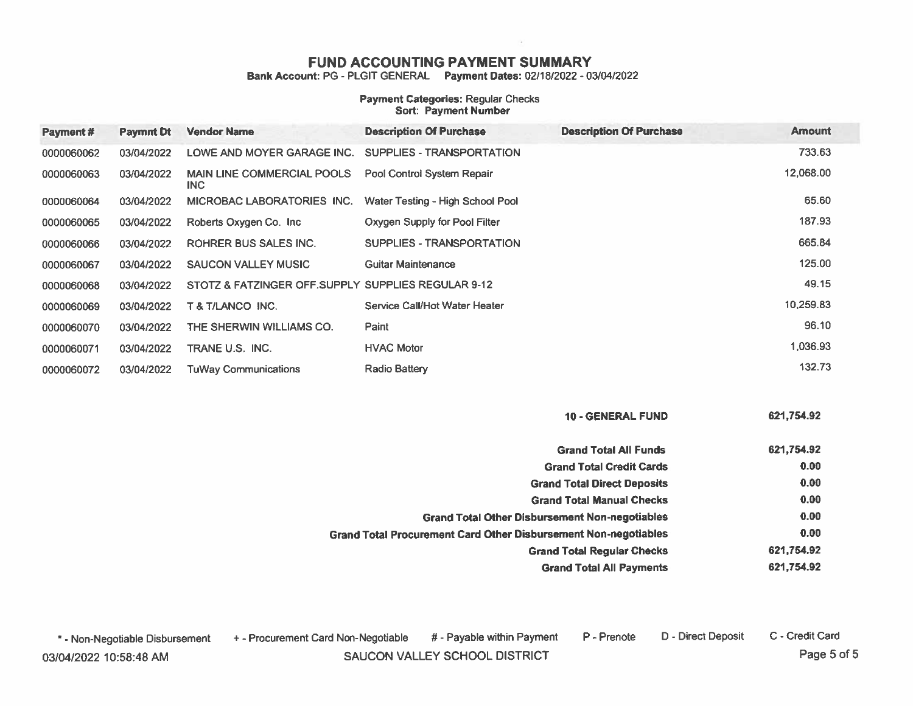# FUND ACCOUNTING PAYMENT SUMMARY

**Bank Account:** PG - PLGIT GENERAL **Payment Dates:** 02/18/2022 - 03/04/2022

**Payment Categories:** Regular Checks
**Sort: Payment Number**

| Payment # | Paymnt Dt | Vendor Name | Description Of Purchase | Description Of Purchase | Amount |
|---|---|---|---|---|---|
| 0000060062 | 03/04/2022 | LOWE AND MOYER GARAGE INC. | SUPPLIES - TRANSPORTATION | | 733.63 |
| 0000060063 | 03/04/2022 | MAIN LINE COMMERCIAL POOLS INC | Pool Control System Repair | | 12,068.00 |
| 0000060064 | 03/04/2022 | MICROBAC LABORATORIES INC. | Water Testing - High School Pool | | 65.60 |
| 0000060065 | 03/04/2022 | Roberts Oxygen Co. Inc | Oxygen Supply for Pool Filter | | 187.93 |
| 0000060066 | 03/04/2022 | ROHRER BUS SALES INC. | SUPPLIES - TRANSPORTATION | | 665.84 |
| 0000060067 | 03/04/2022 | SAUCON VALLEY MUSIC | Guitar Maintenance | | 125.00 |
| 0000060068 | 03/04/2022 | STOTZ & FATZINGER OFF.SUPPLY | SUPPLIES REGULAR 9-12 | | 49.15 |
| 0000060069 | 03/04/2022 | T & T/LANCO INC. | Service Call/Hot Water Heater | | 10,259.83 |
| 0000060070 | 03/04/2022 | THE SHERWIN WILLIAMS CO. | Paint | | 96.10 |
| 0000060071 | 03/04/2022 | TRANE U.S. INC. | HVAC Motor | | 1,036.93 |
| 0000060072 | 03/04/2022 | TuWay Communications | Radio Battery | | 132.73 |

| | |
|---|---|
| **10 - GENERAL FUND** | **621,754.92** |
| **Grand Total All Funds** | **621,754.92** |
| **Grand Total Credit Cards** | **0.00** |
| **Grand Total Direct Deposits** | **0.00** |
| **Grand Total Manual Checks** | **0.00** |
| **Grand Total Other Disbursement Non-negotiables** | **0.00** |
| **Grand Total Procurement Card Other Disbursement Non-negotiables** | **0.00** |
| **Grand Total Regular Checks** | **621,754.92** |
| **Grand Total All Payments** | **621,754.92** |

* - Non-Negotiable Disbursement + - Procurement Card Non-Negotiable # - Payable within Payment P - Prenote D - Direct Deposit C - Credit Card

03/04/2022 10:58:48 AM SAUCON VALLEY SCHOOL DISTRICT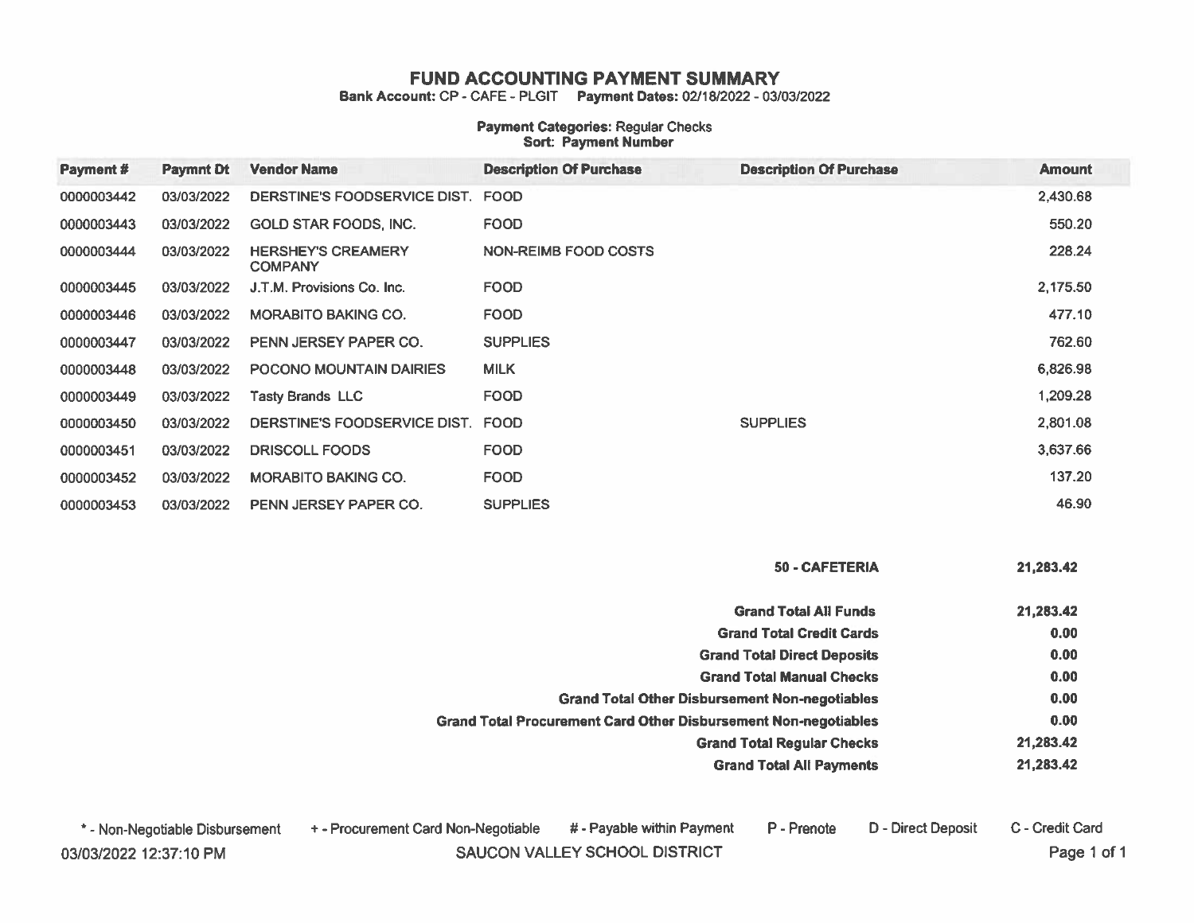# FUND ACCOUNTING PAYMENT SUMMARY

**Bank Account:** CP - CAFE - PLGIT **Payment Dates:** 02/18/2022 - 03/03/2022

**Payment Categories:** Regular Checks
**Sort: Payment Number**

| Payment # | Paymnt Dt | Vendor Name | Description Of Purchase | Description Of Purchase | Amount |
|---|---|---|---|---|---|
| 0000003442 | 03/03/2022 | DERSTINE'S FOODSERVICE DIST. | FOOD | | 2,430.68 |
| 0000003443 | 03/03/2022 | GOLD STAR FOODS, INC. | FOOD | | 550.20 |
| 0000003444 | 03/03/2022 | HERSHEY'S CREAMERY COMPANY | NON-REIMB FOOD COSTS | | 228.24 |
| 0000003445 | 03/03/2022 | J.T.M. Provisions Co. Inc. | FOOD | | 2,175.50 |
| 0000003446 | 03/03/2022 | MORABITO BAKING CO. | FOOD | | 477.10 |
| 0000003447 | 03/03/2022 | PENN JERSEY PAPER CO. | SUPPLIES | | 762.60 |
| 0000003448 | 03/03/2022 | POCONO MOUNTAIN DAIRIES | MILK | | 6,826.98 |
| 0000003449 | 03/03/2022 | Tasty Brands LLC | FOOD | | 1,209.28 |
| 0000003450 | 03/03/2022 | DERSTINE'S FOODSERVICE DIST. | FOOD | SUPPLIES | 2,801.08 |
| 0000003451 | 03/03/2022 | DRISCOLL FOODS | FOOD | | 3,637.66 |
| 0000003452 | 03/03/2022 | MORABITO BAKING CO. | FOOD | | 137.20 |
| 0000003453 | 03/03/2022 | PENN JERSEY PAPER CO. | SUPPLIES | | 46.90 |

| | |
|---|---|
| **50 - CAFETERIA** | **21,283.42** |
| **Grand Total All Funds** | **21,283.42** |
| **Grand Total Credit Cards** | **0.00** |
| **Grand Total Direct Deposits** | **0.00** |
| **Grand Total Manual Checks** | **0.00** |
| **Grand Total Other Disbursement Non-negotiables** | **0.00** |
| **Grand Total Procurement Card Other Disbursement Non-negotiables** | **0.00** |
| **Grand Total Regular Checks** | **21,283.42** |
| **Grand Total All Payments** | **21,283.42** |

* - Non-Negotiable Disbursement + - Procurement Card Non-Negotiable # - Payable within Payment P - Prenote D - Direct Deposit C - Credit Card

03/03/2022 12:37:10 PM SAUCON VALLEY SCHOOL DISTRICT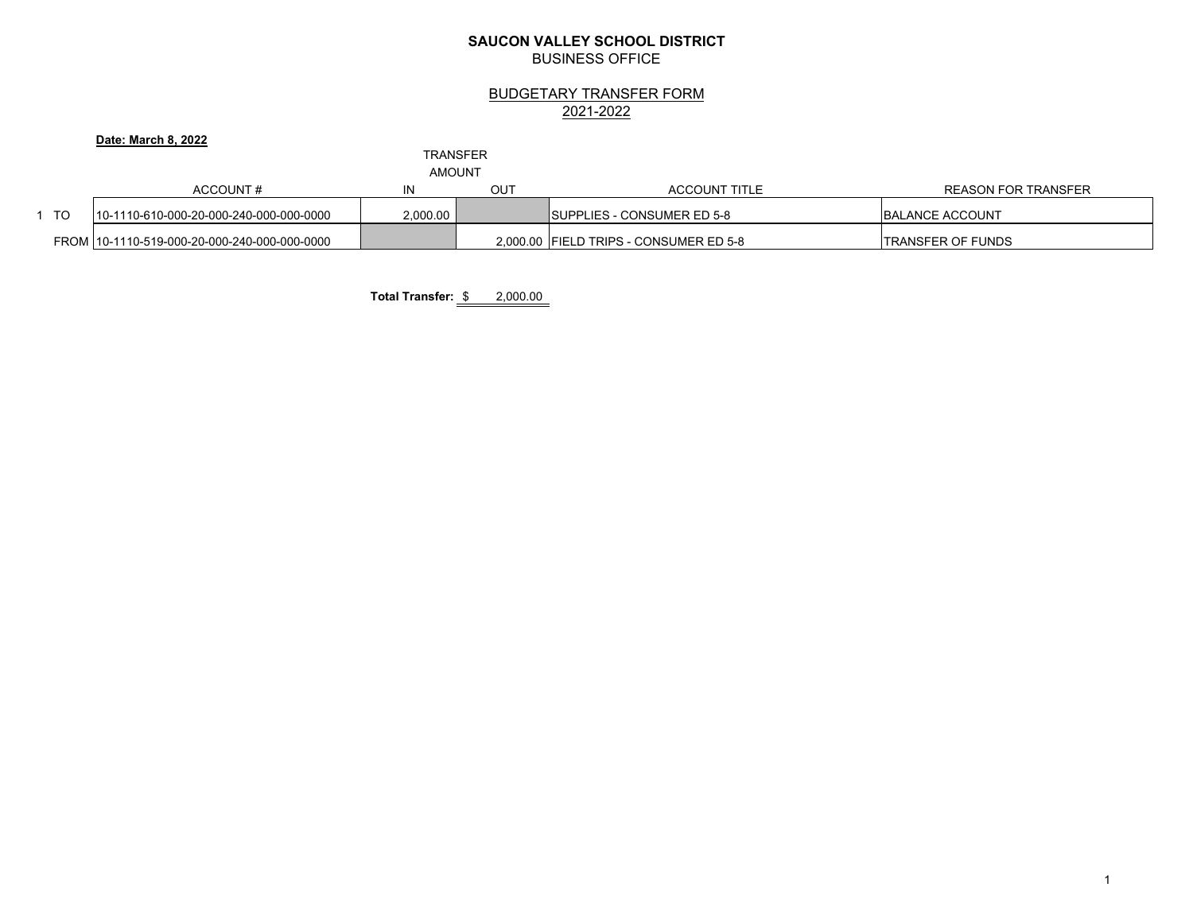**SAUCON VALLEY SCHOOL DISTRICT**
BUSINESS OFFICE

BUDGETARY TRANSFER FORM
2021-2022

**Date: March 8, 2022**

| | | ACCOUNT # | TRANSFER AMOUNT IN | OUT | ACCOUNT TITLE | REASON FOR TRANSFER |
|---|---|---|---|---|---|---|
| 1 | TO | 10-1110-610-000-20-000-240-000-000-0000 | 2,000.00 | | SUPPLIES - CONSUMER ED 5-8 | BALANCE ACCOUNT |
| | FROM | 10-1110-519-000-20-000-240-000-000-0000 | | 2,000.00 | FIELD TRIPS - CONSUMER ED 5-8 | TRANSFER OF FUNDS |

**Total Transfer:** $ 2,000.00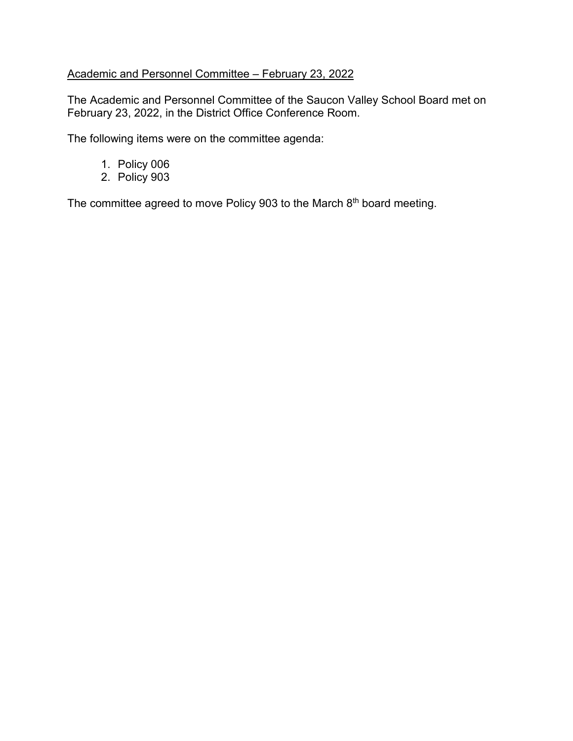<u>Academic and Personnel Committee – February 23, 2022</u>

The Academic and Personnel Committee of the Saucon Valley School Board met on February 23, 2022, in the District Office Conference Room.

The following items were on the committee agenda:

1. Policy 006
2. Policy 903

The committee agreed to move Policy 903 to the March 8th board meeting.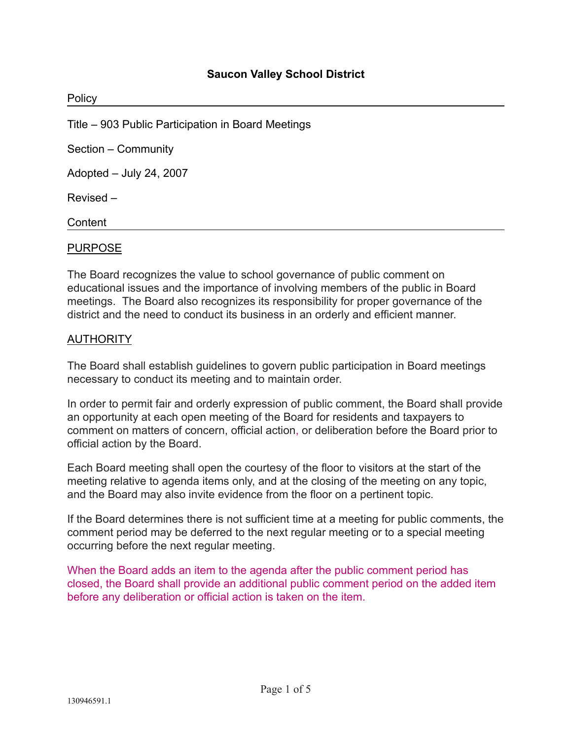# Saucon Valley School District

Policy

Title – 903 Public Participation in Board Meetings

Section – Community

Adopted – July 24, 2007

Revised –

Content

## PURPOSE

The Board recognizes the value to school governance of public comment on educational issues and the importance of involving members of the public in Board meetings. The Board also recognizes its responsibility for proper governance of the district and the need to conduct its business in an orderly and efficient manner.

## AUTHORITY

The Board shall establish guidelines to govern public participation in Board meetings necessary to conduct its meeting and to maintain order.

In order to permit fair and orderly expression of public comment, the Board shall provide an opportunity at each open meeting of the Board for residents and taxpayers to comment on matters of concern, official action, or deliberation before the Board prior to official action by the Board.

Each Board meeting shall open the courtesy of the floor to visitors at the start of the meeting relative to agenda items only, and at the closing of the meeting on any topic, and the Board may also invite evidence from the floor on a pertinent topic.

If the Board determines there is not sufficient time at a meeting for public comments, the comment period may be deferred to the next regular meeting or to a special meeting occurring before the next regular meeting.

When the Board adds an item to the agenda after the public comment period has closed, the Board shall provide an additional public comment period on the added item before any deliberation or official action is taken on the item.

130946591.1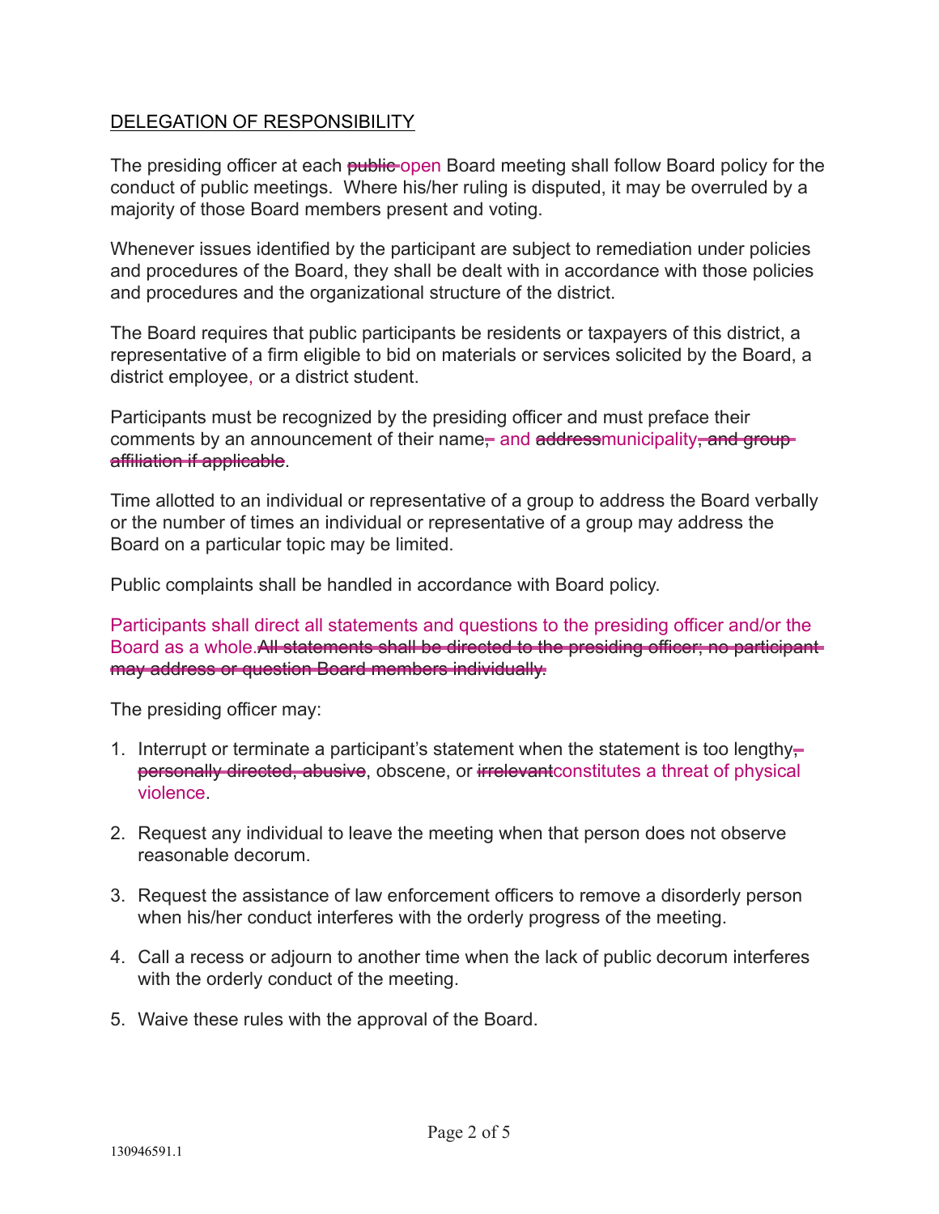## DELEGATION OF RESPONSIBILITY

The presiding officer at each ~~public~~ open Board meeting shall follow Board policy for the conduct of public meetings. Where his/her ruling is disputed, it may be overruled by a majority of those Board members present and voting.

Whenever issues identified by the participant are subject to remediation under policies and procedures of the Board, they shall be dealt with in accordance with those policies and procedures and the organizational structure of the district.

The Board requires that public participants be residents or taxpayers of this district, a representative of a firm eligible to bid on materials or services solicited by the Board, a district employee, or a district student.

Participants must be recognized by the presiding officer and must preface their comments by an announcement of their name~~,~~ and ~~address~~municipality~~, and group affiliation if applicable~~.

Time allotted to an individual or representative of a group to address the Board verbally or the number of times an individual or representative of a group may address the Board on a particular topic may be limited.

Public complaints shall be handled in accordance with Board policy.

Participants shall direct all statements and questions to the presiding officer and/or the Board as a whole.~~All statements shall be directed to the presiding officer; no participant may address or question Board members individually.~~

The presiding officer may:

1. Interrupt or terminate a participant's statement when the statement is too lengthy,~~ personally directed, abusive~~, obscene, or ~~irrelevant~~constitutes a threat of physical violence.

2. Request any individual to leave the meeting when that person does not observe reasonable decorum.

3. Request the assistance of law enforcement officers to remove a disorderly person when his/her conduct interferes with the orderly progress of the meeting.

4. Call a recess or adjourn to another time when the lack of public decorum interferes with the orderly conduct of the meeting.

5. Waive these rules with the approval of the Board.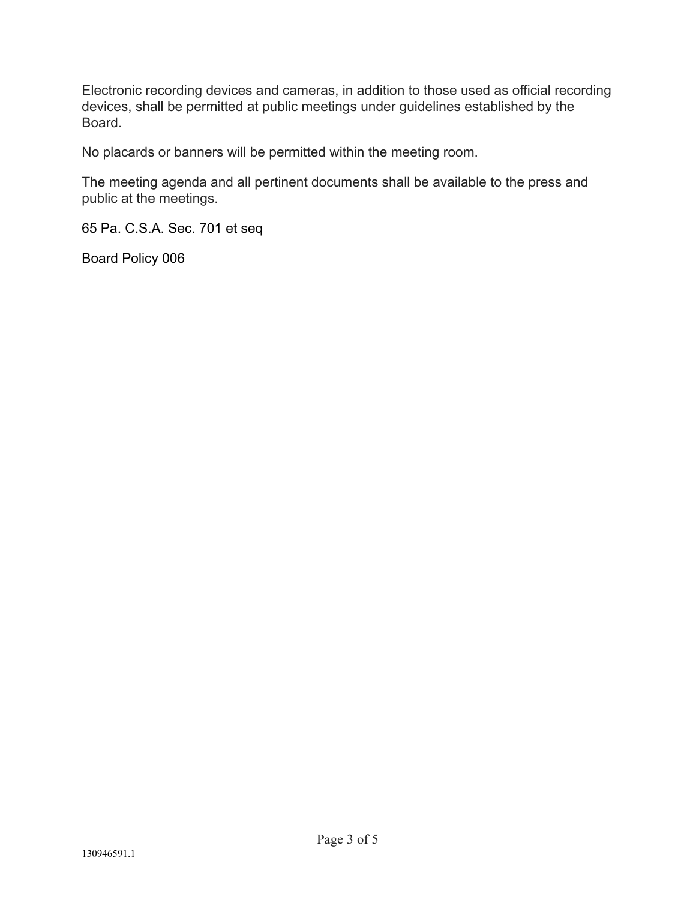Electronic recording devices and cameras, in addition to those used as official recording devices, shall be permitted at public meetings under guidelines established by the Board.

No placards or banners will be permitted within the meeting room.

The meeting agenda and all pertinent documents shall be available to the press and public at the meetings.

65 Pa. C.S.A. Sec. 701 et seq

Board Policy 006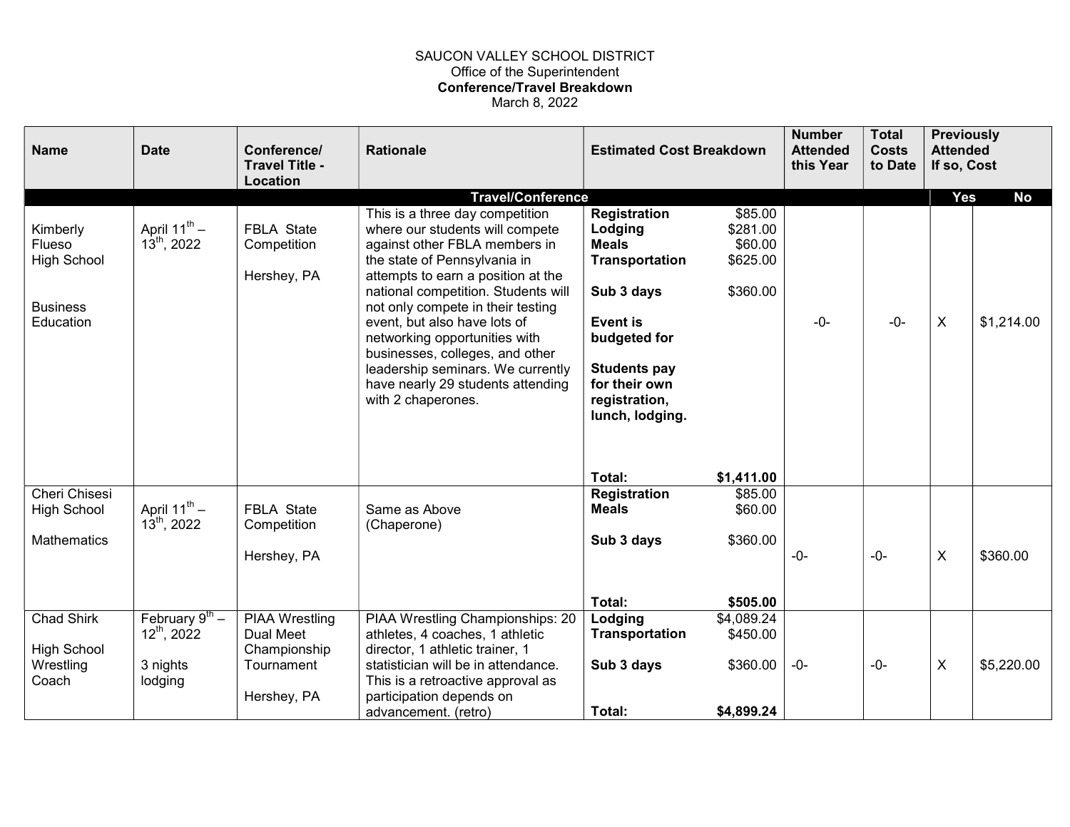SAUCON VALLEY SCHOOL DISTRICT
Office of the Superintendent
**Conference/Travel Breakdown**
March 8, 2022

| Name | Date | Conference/ Travel Title - Location | Rationale | Estimated Cost Breakdown | Number Attended this Year | Total Costs to Date | Previously Attended If so, Cost | |
|---|---|---|---|---|---|---|---|---|
| **Travel/Conference** | | | | | | | **Yes** | **No** |
| Kimberly Flueso High School<br><br>Business Education | April 11th – 13th, 2022 | FBLA State Competition<br><br>Hershey, PA | This is a three day competition where our students will compete against other FBLA members in the state of Pennsylvania in attempts to earn a position at the national competition. Students will not only compete in their testing event, but also have lots of networking opportunities with businesses, colleges, and other leadership seminars. We currently have nearly 29 students attending with 2 chaperones. | **Registration** $85.00<br>**Lodging** $281.00<br>**Meals** $60.00<br>**Transportation** $625.00<br><br>**Sub 3 days** $360.00<br><br>**Event is budgeted for**<br><br>**Students pay for their own registration, lunch, lodging.**<br><br>**Total: $1,411.00** | -0- | -0- | X | $1,214.00 |
| Cheri Chisesi High School<br><br>Mathematics | April 11th – 13th, 2022 | FBLA State Competition<br><br>Hershey, PA | Same as Above (Chaperone) | **Registration** $85.00<br>**Meals** $60.00<br><br>**Sub 3 days** $360.00<br><br>**Total: $505.00** | -0- | -0- | X | $360.00 |
| Chad Shirk<br><br>High School Wrestling Coach | February 9th – 12th, 2022<br><br>3 nights lodging | PIAA Wrestling Dual Meet Championship Tournament<br><br>Hershey, PA | PIAA Wrestling Championships: 20 athletes, 4 coaches, 1 athletic director, 1 athletic trainer, 1 statistician will be in attendance. This is a retroactive approval as participation depends on advancement. (retro) | **Lodging** $4,089.24<br>**Transportation** $450.00<br><br>**Sub 3 days** $360.00<br><br>**Total: $4,899.24** | -0- | -0- | X | $5,220.00 |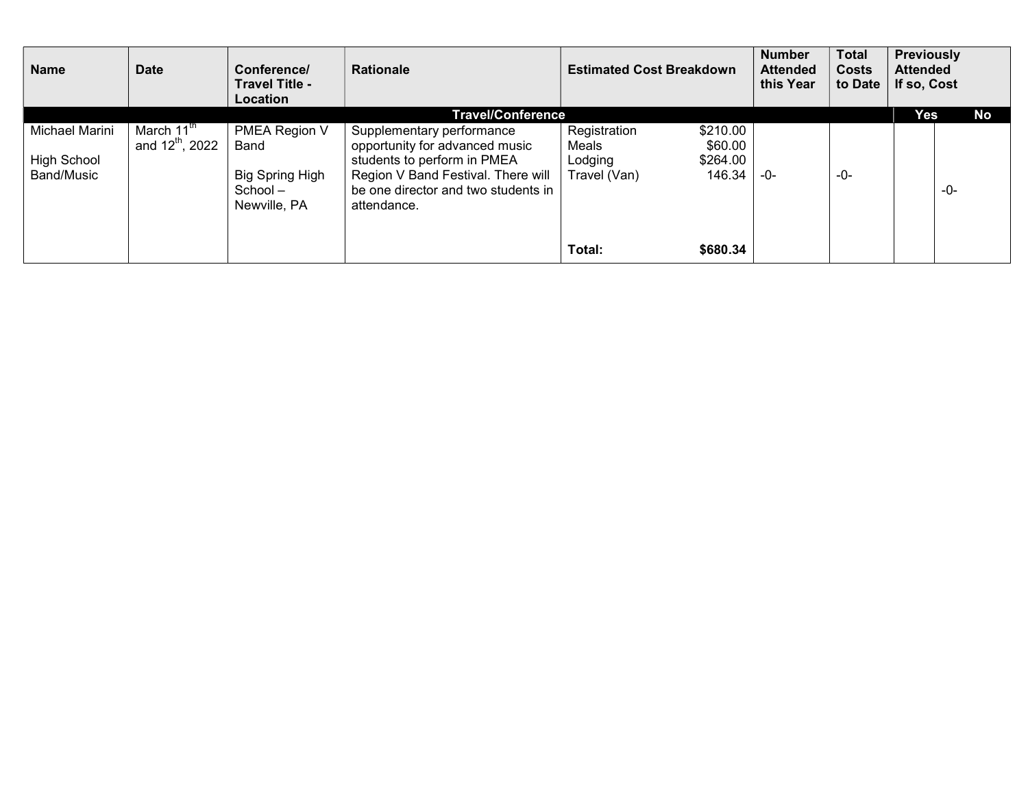| Name | Date | Conference/ Travel Title - Location | Rationale | Estimated Cost Breakdown | Number Attended this Year | Total Costs to Date | Previously Attended If so, Cost | |
|---|---|---|---|---|---|---|---|---|
| **Travel/Conference** | | | | | | | **Yes** | **No** |
| Michael Marini<br><br>High School Band/Music | March 11th and 12th, 2022 | PMEA Region V Band<br><br>Big Spring High School – Newville, PA | Supplementary performance opportunity for advanced music students to perform in PMEA Region V Band Festival. There will be one director and two students in attendance. | Registration $210.00<br>Meals $60.00<br>Lodging $264.00<br>Travel (Van) 146.34<br><br>**Total: $680.34** | -0- | -0- | | -0- |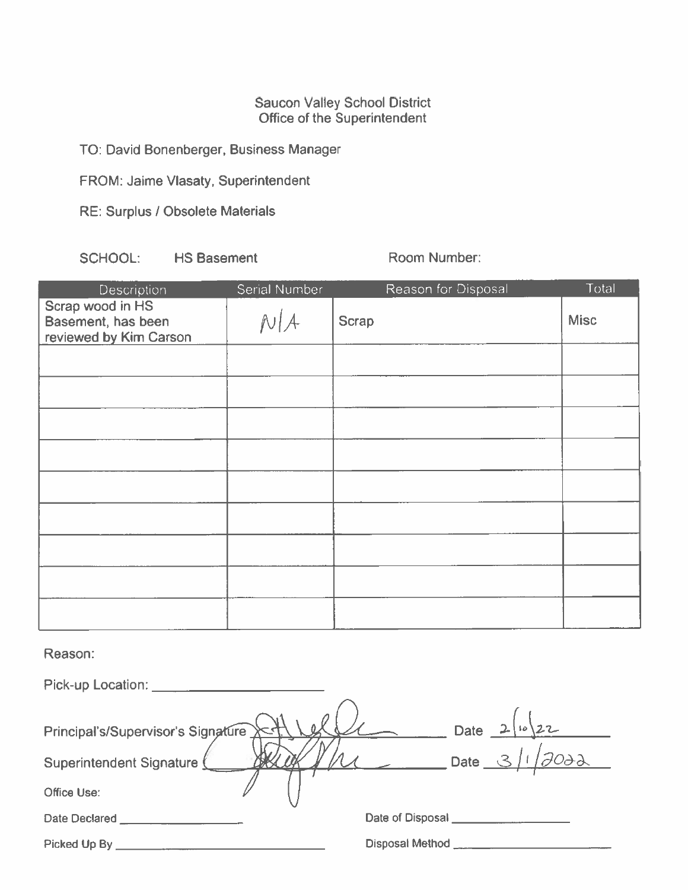Saucon Valley School District
Office of the Superintendent

TO: David Bonenberger, Business Manager

FROM: Jaime Vlasaty, Superintendent

RE: Surplus / Obsolete Materials

SCHOOL: HS Basement

Room Number:

| Description | Serial Number | Reason for Disposal | Total |
|---|---|---|---|
| Scrap wood in HS Basement, has been reviewed by Kim Carson | N/A | Scrap | Misc |
| | | | |
| | | | |
| | | | |
| | | | |
| | | | |
| | | | |
| | | | |
| | | | |
| | | | |

Reason:

Pick-up Location: \_\_\_\_\_\_\_\_\_\_\_\_\_\_\_\_\_\_\_\_

Principal's/Supervisor's Signature [signature] Date 2/10/22

Superintendent Signature [signature] Date 3/1/2022

Office Use:

Date Declared \_\_\_\_\_\_\_\_\_\_\_\_\_\_\_\_ Date of Disposal \_\_\_\_\_\_\_\_\_\_\_\_\_\_\_\_

Picked Up By \_\_\_\_\_\_\_\_\_\_\_\_\_\_\_\_\_\_\_\_ Disposal Method \_\_\_\_\_\_\_\_\_\_\_\_\_\_\_\_\_\_\_\_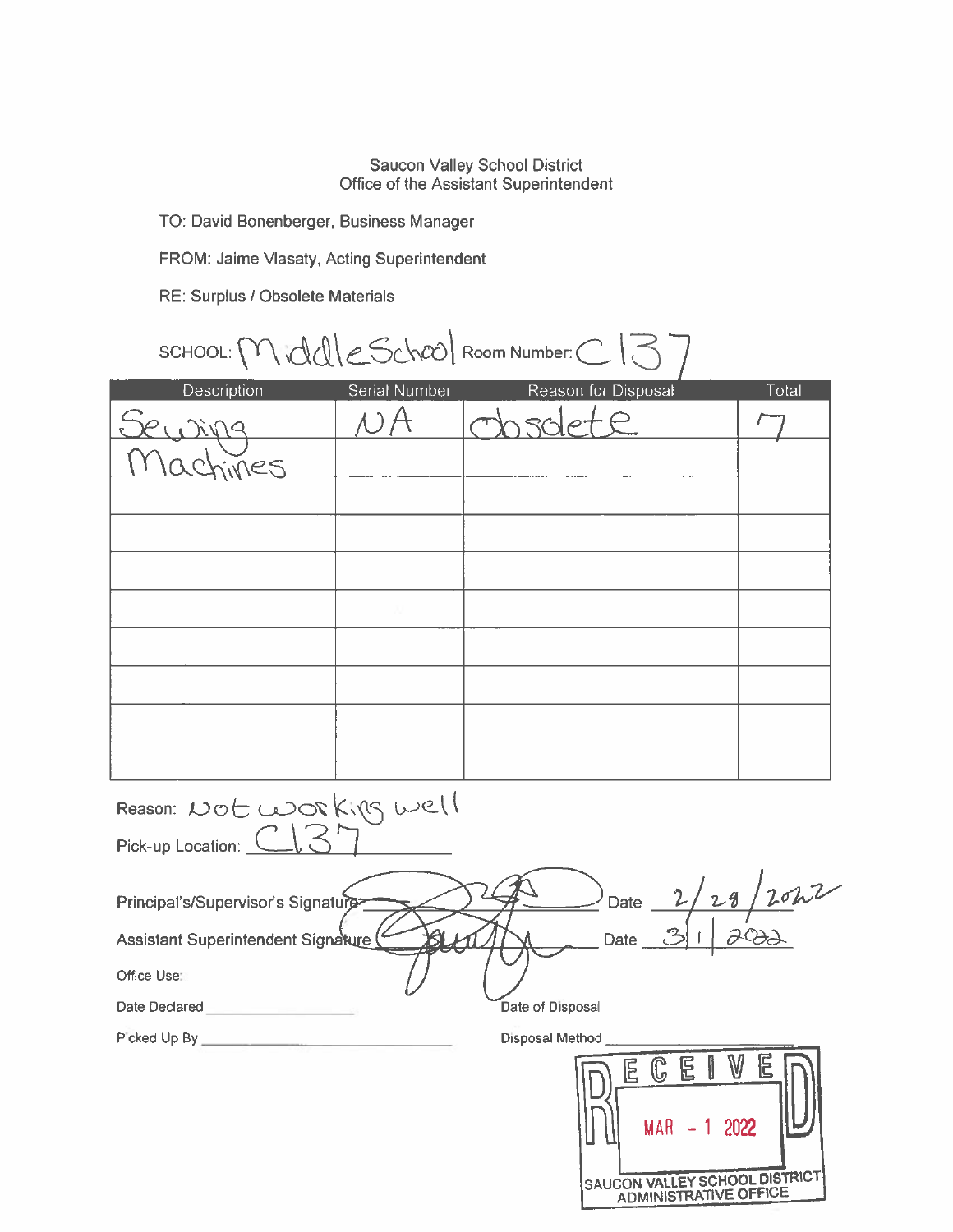Saucon Valley School District
Office of the Assistant Superintendent

TO: David Bonenberger, Business Manager

FROM: Jaime Vlasaty, Acting Superintendent

RE: Surplus / Obsolete Materials

SCHOOL: Middle School Room Number: C137

| Description | Serial Number | Reason for Disposal | Total |
|---|---|---|---|
| Sewing | NA | obsolete | 7 |
| Machines | | | |
| | | | |
| | | | |
| | | | |
| | | | |
| | | | |
| | | | |
| | | | |
| | | | |

Reason: Not working well

Pick-up Location: C137

Principal's/Supervisor's Signature [signature] Date 2/28/2022

Assistant Superintendent Signature [signature] Date 3/1/2022

Office Use:

Date Declared ____________ Date of Disposal ____________

Picked Up By ____________ Disposal Method ____________

RECEIVED
MAR - 1 2022
SAUCON VALLEY SCHOOL DISTRICT ADMINISTRATIVE OFFICE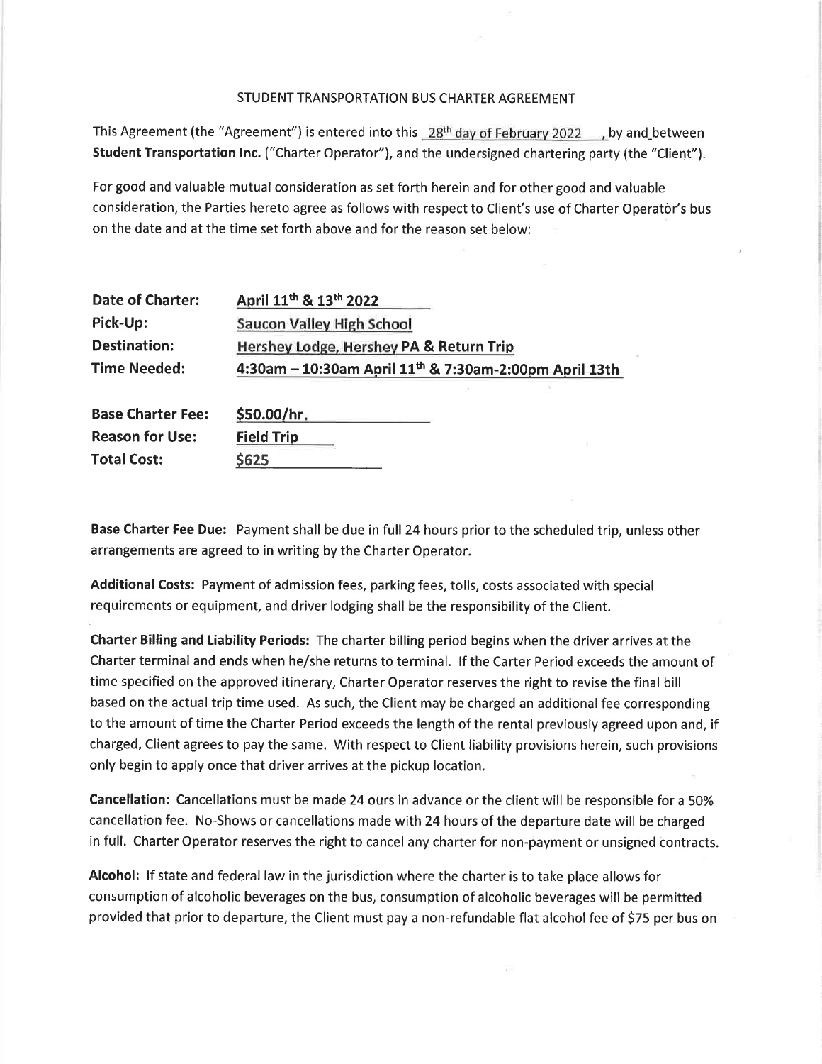STUDENT TRANSPORTATION BUS CHARTER AGREEMENT

This Agreement (the "Agreement") is entered into this 28th day of February 2022, by and between **Student Transportation Inc.** ("Charter Operator"), and the undersigned chartering party (the "Client").

For good and valuable mutual consideration as set forth herein and for other good and valuable consideration, the Parties hereto agree as follows with respect to Client's use of Charter Operator's bus on the date and at the time set forth above and for the reason set below:

| | |
|---|---|
| **Date of Charter:** | April 11th & 13th 2022 |
| **Pick-Up:** | Saucon Valley High School |
| **Destination:** | Hershey Lodge, Hershey PA & Return Trip |
| **Time Needed:** | 4:30am – 10:30am April 11th & 7:30am-2:00pm April 13th |
| **Base Charter Fee:** | $50.00/hr. |
| **Reason for Use:** | Field Trip |
| **Total Cost:** | $625 |

**Base Charter Fee Due:** Payment shall be due in full 24 hours prior to the scheduled trip, unless other arrangements are agreed to in writing by the Charter Operator.

**Additional Costs:** Payment of admission fees, parking fees, tolls, costs associated with special requirements or equipment, and driver lodging shall be the responsibility of the Client.

**Charter Billing and Liability Periods:** The charter billing period begins when the driver arrives at the Charter terminal and ends when he/she returns to terminal. If the Carter Period exceeds the amount of time specified on the approved itinerary, Charter Operator reserves the right to revise the final bill based on the actual trip time used. As such, the Client may be charged an additional fee corresponding to the amount of time the Charter Period exceeds the length of the rental previously agreed upon and, if charged, Client agrees to pay the same. With respect to Client liability provisions herein, such provisions only begin to apply once that driver arrives at the pickup location.

**Cancellation:** Cancellations must be made 24 ours in advance or the client will be responsible for a 50% cancellation fee. No-Shows or cancellations made with 24 hours of the departure date will be charged in full. Charter Operator reserves the right to cancel any charter for non-payment or unsigned contracts.

**Alcohol:** If state and federal law in the jurisdiction where the charter is to take place allows for consumption of alcoholic beverages on the bus, consumption of alcoholic beverages will be permitted provided that prior to departure, the Client must pay a non-refundable flat alcohol fee of $75 per bus on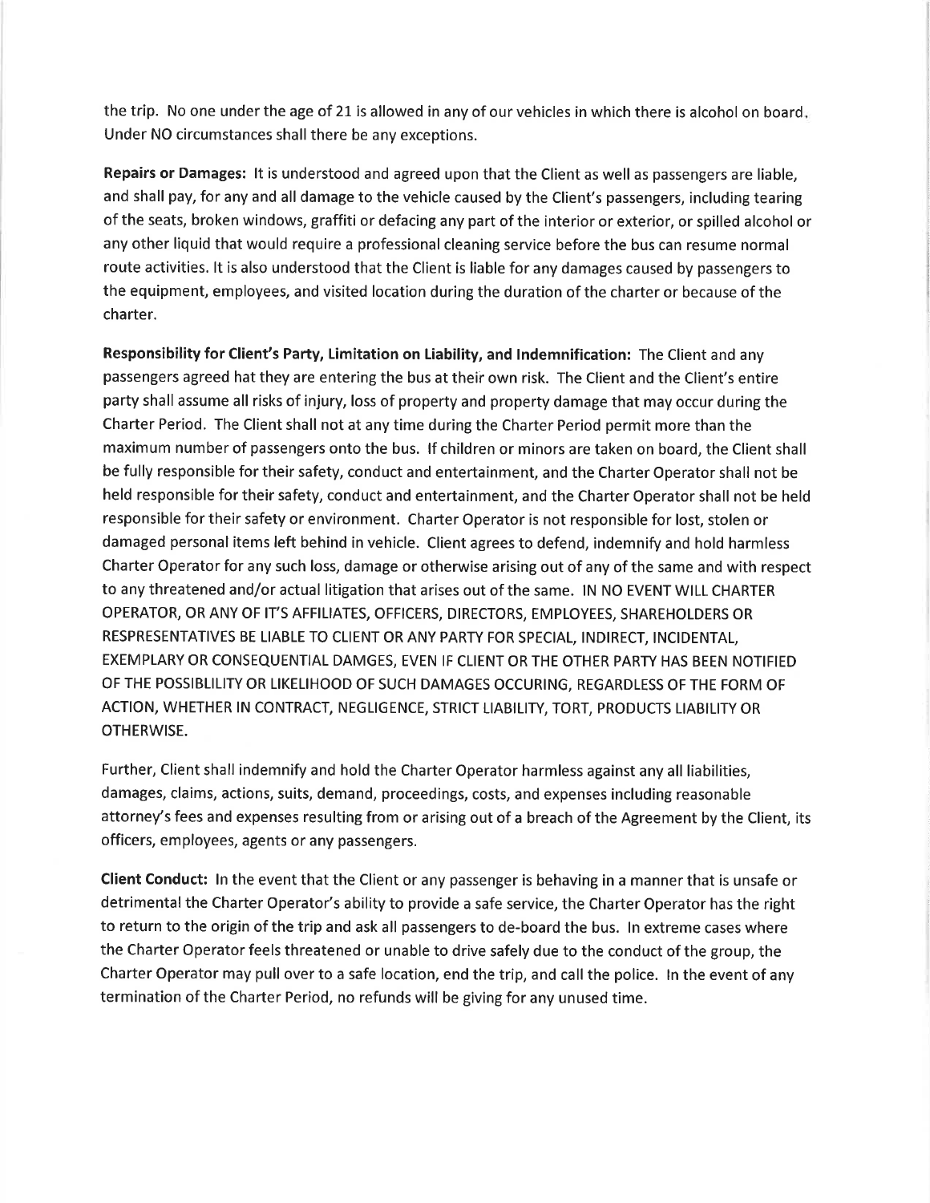the trip. No one under the age of 21 is allowed in any of our vehicles in which there is alcohol on board. Under NO circumstances shall there be any exceptions.

**Repairs or Damages:** It is understood and agreed upon that the Client as well as passengers are liable, and shall pay, for any and all damage to the vehicle caused by the Client's passengers, including tearing of the seats, broken windows, graffiti or defacing any part of the interior or exterior, or spilled alcohol or any other liquid that would require a professional cleaning service before the bus can resume normal route activities. It is also understood that the Client is liable for any damages caused by passengers to the equipment, employees, and visited location during the duration of the charter or because of the charter.

**Responsibility for Client's Party, Limitation on Liability, and Indemnification:** The Client and any passengers agreed hat they are entering the bus at their own risk. The Client and the Client's entire party shall assume all risks of injury, loss of property and property damage that may occur during the Charter Period. The Client shall not at any time during the Charter Period permit more than the maximum number of passengers onto the bus. If children or minors are taken on board, the Client shall be fully responsible for their safety, conduct and entertainment, and the Charter Operator shall not be held responsible for their safety, conduct and entertainment, and the Charter Operator shall not be held responsible for their safety or environment. Charter Operator is not responsible for lost, stolen or damaged personal items left behind in vehicle. Client agrees to defend, indemnify and hold harmless Charter Operator for any such loss, damage or otherwise arising out of any of the same and with respect to any threatened and/or actual litigation that arises out of the same. IN NO EVENT WILL CHARTER OPERATOR, OR ANY OF IT'S AFFILIATES, OFFICERS, DIRECTORS, EMPLOYEES, SHAREHOLDERS OR RESPRESENTATIVES BE LIABLE TO CLIENT OR ANY PARTY FOR SPECIAL, INDIRECT, INCIDENTAL, EXEMPLARY OR CONSEQUENTIAL DAMGES, EVEN IF CLIENT OR THE OTHER PARTY HAS BEEN NOTIFIED OF THE POSSIBLILITY OR LIKELIHOOD OF SUCH DAMAGES OCCURING, REGARDLESS OF THE FORM OF ACTION, WHETHER IN CONTRACT, NEGLIGENCE, STRICT LIABILITY, TORT, PRODUCTS LIABILITY OR OTHERWISE.

Further, Client shall indemnify and hold the Charter Operator harmless against any all liabilities, damages, claims, actions, suits, demand, proceedings, costs, and expenses including reasonable attorney's fees and expenses resulting from or arising out of a breach of the Agreement by the Client, its officers, employees, agents or any passengers.

**Client Conduct:** In the event that the Client or any passenger is behaving in a manner that is unsafe or detrimental the Charter Operator's ability to provide a safe service, the Charter Operator has the right to return to the origin of the trip and ask all passengers to de-board the bus. In extreme cases where the Charter Operator feels threatened or unable to drive safely due to the conduct of the group, the Charter Operator may pull over to a safe location, end the trip, and call the police. In the event of any termination of the Charter Period, no refunds will be giving for any unused time.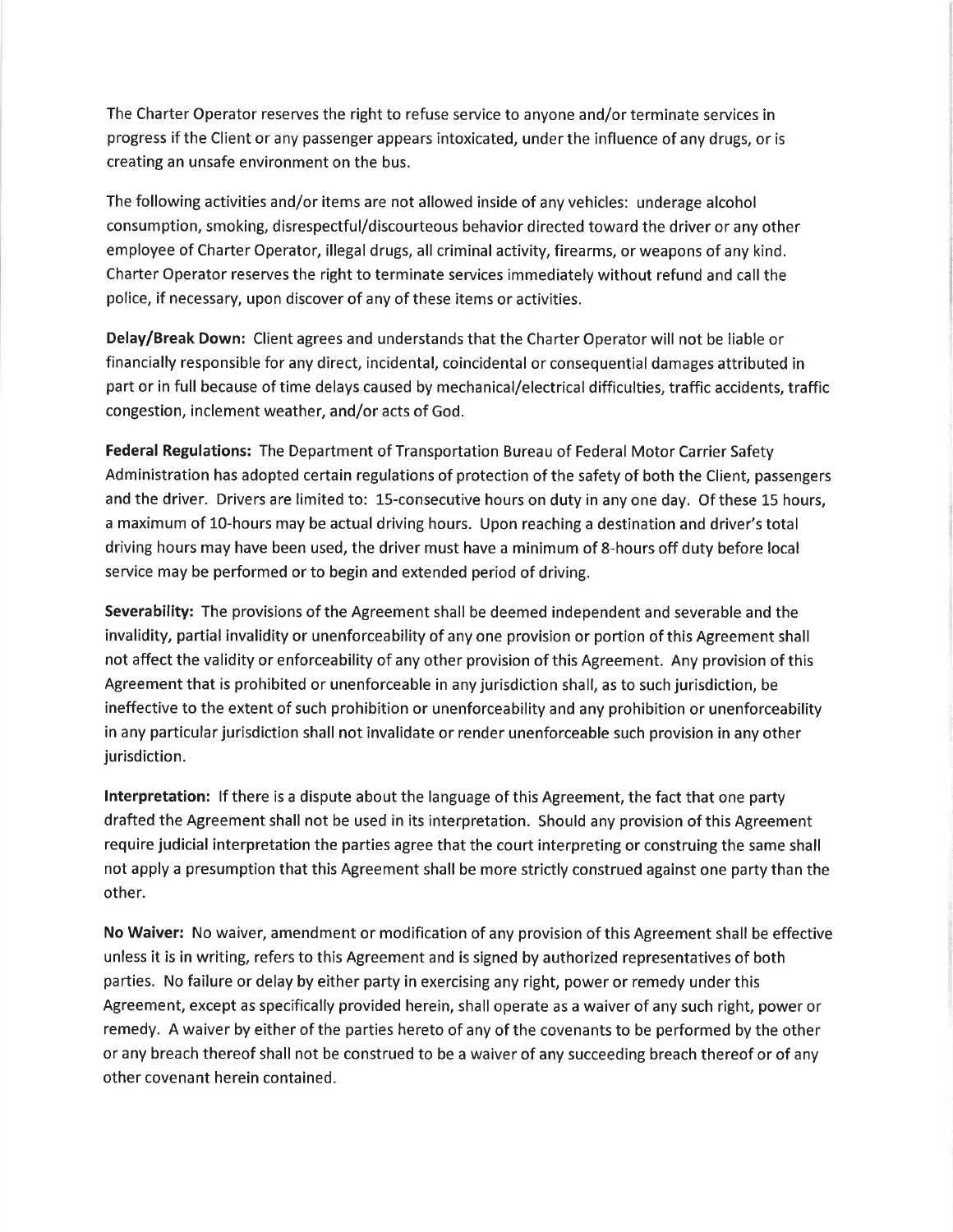The Charter Operator reserves the right to refuse service to anyone and/or terminate services in progress if the Client or any passenger appears intoxicated, under the influence of any drugs, or is creating an unsafe environment on the bus.

The following activities and/or items are not allowed inside of any vehicles: underage alcohol consumption, smoking, disrespectful/discourteous behavior directed toward the driver or any other employee of Charter Operator, illegal drugs, all criminal activity, firearms, or weapons of any kind. Charter Operator reserves the right to terminate services immediately without refund and call the police, if necessary, upon discover of any of these items or activities.

**Delay/Break Down:** Client agrees and understands that the Charter Operator will not be liable or financially responsible for any direct, incidental, coincidental or consequential damages attributed in part or in full because of time delays caused by mechanical/electrical difficulties, traffic accidents, traffic congestion, inclement weather, and/or acts of God.

**Federal Regulations:** The Department of Transportation Bureau of Federal Motor Carrier Safety Administration has adopted certain regulations of protection of the safety of both the Client, passengers and the driver. Drivers are limited to: 15-consecutive hours on duty in any one day. Of these 15 hours, a maximum of 10-hours may be actual driving hours. Upon reaching a destination and driver's total driving hours may have been used, the driver must have a minimum of 8-hours off duty before local service may be performed or to begin and extended period of driving.

**Severability:** The provisions of the Agreement shall be deemed independent and severable and the invalidity, partial invalidity or unenforceability of any one provision or portion of this Agreement shall not affect the validity or enforceability of any other provision of this Agreement. Any provision of this Agreement that is prohibited or unenforceable in any jurisdiction shall, as to such jurisdiction, be ineffective to the extent of such prohibition or unenforceability and any prohibition or unenforceability in any particular jurisdiction shall not invalidate or render unenforceable such provision in any other jurisdiction.

**Interpretation:** If there is a dispute about the language of this Agreement, the fact that one party drafted the Agreement shall not be used in its interpretation. Should any provision of this Agreement require judicial interpretation the parties agree that the court interpreting or construing the same shall not apply a presumption that this Agreement shall be more strictly construed against one party than the other.

**No Waiver:** No waiver, amendment or modification of any provision of this Agreement shall be effective unless it is in writing, refers to this Agreement and is signed by authorized representatives of both parties. No failure or delay by either party in exercising any right, power or remedy under this Agreement, except as specifically provided herein, shall operate as a waiver of any such right, power or remedy. A waiver by either of the parties hereto of any of the covenants to be performed by the other or any breach thereof shall not be construed to be a waiver of any succeeding breach thereof or of any other covenant herein contained.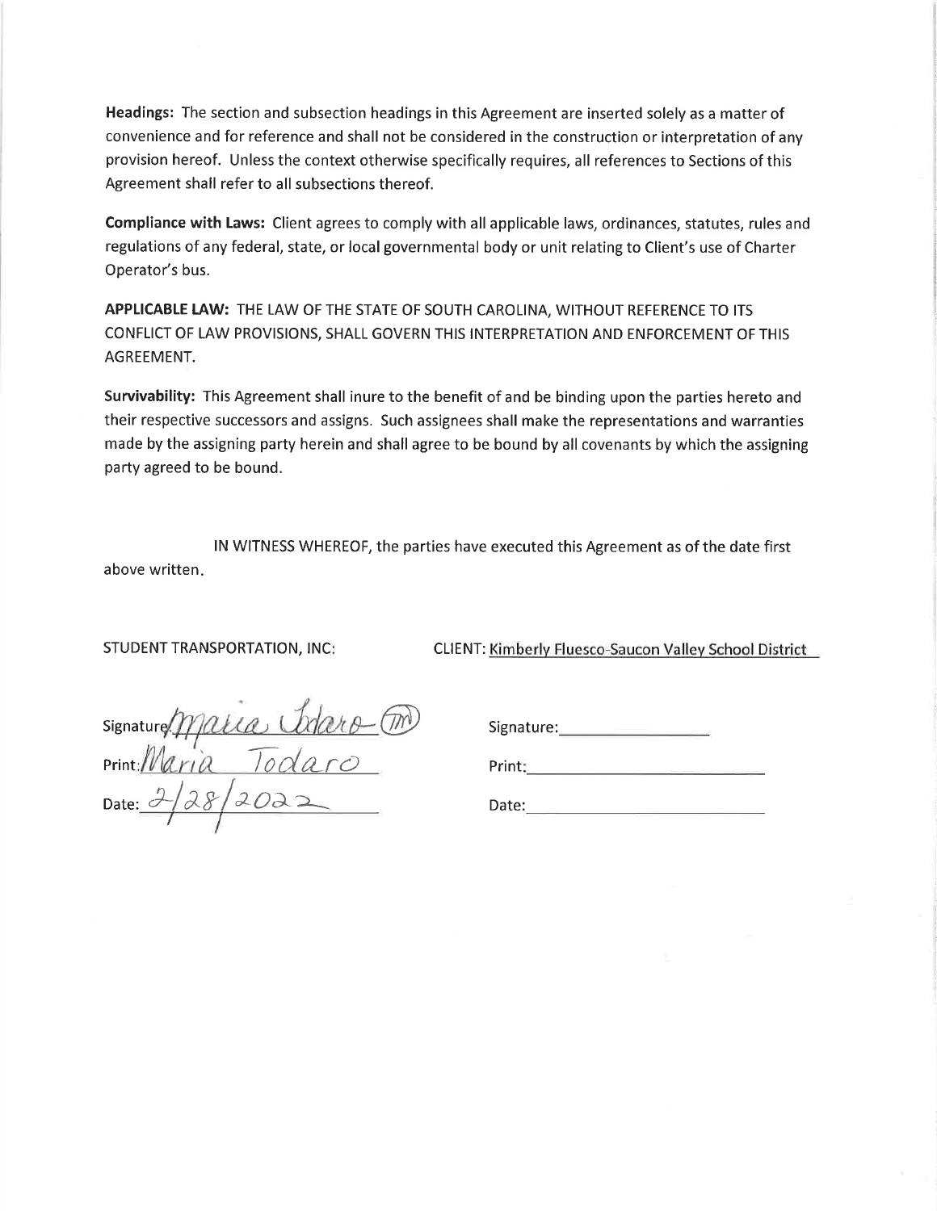**Headings:** The section and subsection headings in this Agreement are inserted solely as a matter of convenience and for reference and shall not be considered in the construction or interpretation of any provision hereof. Unless the context otherwise specifically requires, all references to Sections of this Agreement shall refer to all subsections thereof.

**Compliance with Laws:** Client agrees to comply with all applicable laws, ordinances, statutes, rules and regulations of any federal, state, or local governmental body or unit relating to Client's use of Charter Operator's bus.

**APPLICABLE LAW:** THE LAW OF THE STATE OF SOUTH CAROLINA, WITHOUT REFERENCE TO ITS CONFLICT OF LAW PROVISIONS, SHALL GOVERN THIS INTERPRETATION AND ENFORCEMENT OF THIS AGREEMENT.

**Survivability:** This Agreement shall inure to the benefit of and be binding upon the parties hereto and their respective successors and assigns. Such assignees shall make the representations and warranties made by the assigning party herein and shall agree to be bound by all covenants by which the assigning party agreed to be bound.

IN WITNESS WHEREOF, the parties have executed this Agreement as of the date first above written.

STUDENT TRANSPORTATION, INC:

Signature: Maria Todaro (TM)

Print: Maria Todaro

Date: 2/28/2022

CLIENT: Kimberly Fluesco-Saucon Valley School District

Signature: ________________

Print: ________________

Date: ________________